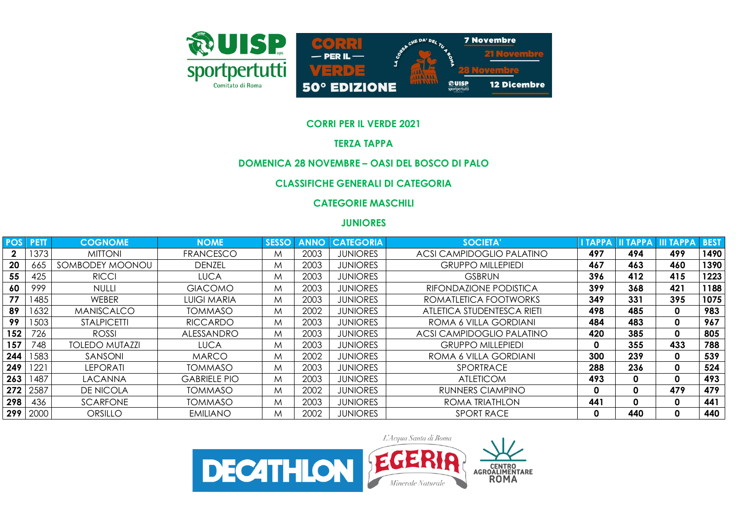**CORRI PER IL VERDE 2021**

**TERZA TAPPA**

**DOMENICA 28 NOVEMBRE – OASI DEL BOSCO DI PALO**

**CLASSIFICHE GENERALI DI CATEGORIA**

**CATEGORIE MASCHILI**

**JUNIORES**

| POS | PETT | COGNOME | NOME | SESSO | ANNO | CATEGORIA | SOCIETA' | I TAPPA | II TAPPA | III TAPPA | BEST |
|---|---|---|---|---|---|---|---|---|---|---|---|
| 2 | 1373 | MITTONI | FRANCESCO | M | 2003 | JUNIORES | ACSI CAMPIDOGLIO PALATINO | 497 | 494 | 499 | 1490 |
| 20 | 665 | SOMBODEY MOONOU | DENZEL | M | 2003 | JUNIORES | GRUPPO MILLEPIEDI | 467 | 463 | 460 | 1390 |
| 55 | 425 | RICCI | LUCA | M | 2003 | JUNIORES | GSBRUN | 396 | 412 | 415 | 1223 |
| 60 | 999 | NULLI | GIACOMO | M | 2003 | JUNIORES | RIFONDAZIONE PODISTICA | 399 | 368 | 421 | 1188 |
| 77 | 1485 | WEBER | LUIGI MARIA | M | 2003 | JUNIORES | ROMATLETICA FOOTWORKS | 349 | 331 | 395 | 1075 |
| 89 | 1632 | MANISCALCO | TOMMASO | M | 2002 | JUNIORES | ATLETICA STUDENTESCA RIETI | 498 | 485 | 0 | 983 |
| 99 | 1503 | STALPICETTI | RICCARDO | M | 2003 | JUNIORES | ROMA 6 VILLA GORDIANI | 484 | 483 | 0 | 967 |
| 152 | 726 | ROSSI | ALESSANDRO | M | 2003 | JUNIORES | ACSI CAMPIDOGLIO PALATINO | 420 | 385 | 0 | 805 |
| 157 | 748 | TOLEDO MUTAZZI | LUCA | M | 2003 | JUNIORES | GRUPPO MILLEPIEDI | 0 | 355 | 433 | 788 |
| 244 | 1583 | SANSONI | MARCO | M | 2002 | JUNIORES | ROMA 6 VILLA GORDIANI | 300 | 239 | 0 | 539 |
| 249 | 1221 | LEPORATI | TOMMASO | M | 2003 | JUNIORES | SPORTRACE | 288 | 236 | 0 | 524 |
| 263 | 1487 | LACANNA | GABRIELE PIO | M | 2003 | JUNIORES | ATLETICOM | 493 | 0 | 0 | 493 |
| 272 | 2587 | DE NICOLA | TOMMASO | M | 2002 | JUNIORES | RUNNERS CIAMPINO | 0 | 0 | 479 | 479 |
| 298 | 436 | SCARFONE | TOMMASO | M | 2003 | JUNIORES | ROMA TRIATHLON | 441 | 0 | 0 | 441 |
| 299 | 2000 | ORSILLO | EMILIANO | M | 2002 | JUNIORES | SPORT RACE | 0 | 440 | 0 | 440 |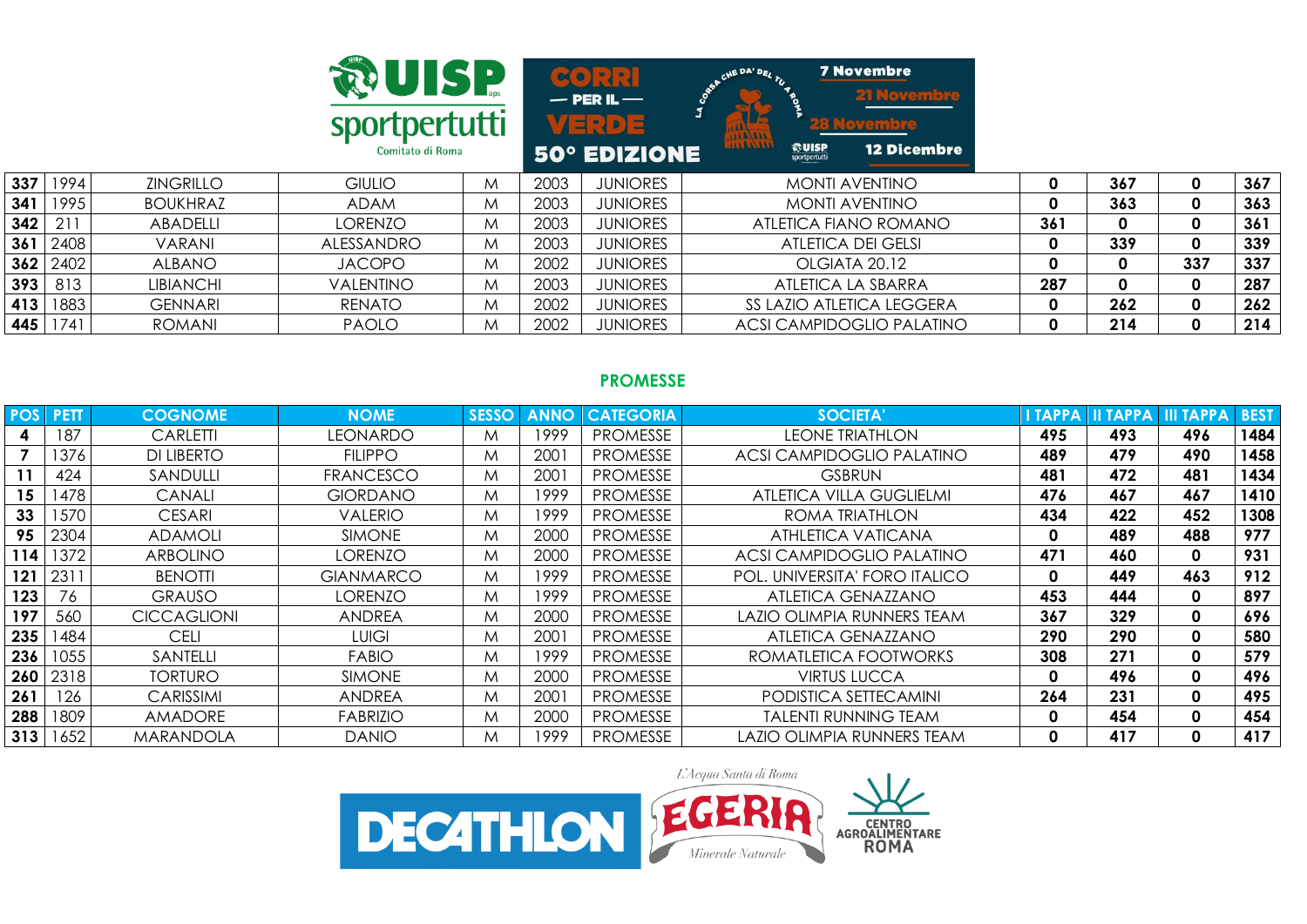| | | | | | | | | | | | |
|---|---|---|---|---|---|---|---|---|---|---|---|
| 337 | 1994 | ZINGRILLO | GIULIO | M | 2003 | JUNIORES | MONTI AVENTINO | 0 | 367 | 0 | 367 |
| 341 | 1995 | BOUKHRAZ | ADAM | M | 2003 | JUNIORES | MONTI AVENTINO | 0 | 363 | 0 | 363 |
| 342 | 211 | ABADELLI | LORENZO | M | 2003 | JUNIORES | ATLETICA FIANO ROMANO | 361 | 0 | 0 | 361 |
| 361 | 2408 | VARANI | ALESSANDRO | M | 2003 | JUNIORES | ATLETICA DEI GELSI | 0 | 339 | 0 | 339 |
| 362 | 2402 | ALBANO | JACOPO | M | 2002 | JUNIORES | OLGIATA 20.12 | 0 | 0 | 337 | 337 |
| 393 | 813 | LIBIANCHI | VALENTINO | M | 2003 | JUNIORES | ATLETICA LA SBARRA | 287 | 0 | 0 | 287 |
| 413 | 1883 | GENNARI | RENATO | M | 2002 | JUNIORES | SS LAZIO ATLETICA LEGGERA | 0 | 262 | 0 | 262 |
| 445 | 1741 | ROMANI | PAOLO | M | 2002 | JUNIORES | ACSI CAMPIDOGLIO PALATINO | 0 | 214 | 0 | 214 |

## PROMESSE

| POS | PETT | COGNOME | NOME | SESSO | ANNO | CATEGORIA | SOCIETA' | I TAPPA | II TAPPA | III TAPPA | BEST |
|---|---|---|---|---|---|---|---|---|---|---|---|
| 4 | 187 | CARLETTI | LEONARDO | M | 1999 | PROMESSE | LEONE TRIATHLON | 495 | 493 | 496 | 1484 |
| 7 | 1376 | DI LIBERTO | FILIPPO | M | 2001 | PROMESSE | ACSI CAMPIDOGLIO PALATINO | 489 | 479 | 490 | 1458 |
| 11 | 424 | SANDULLI | FRANCESCO | M | 2001 | PROMESSE | GSBRUN | 481 | 472 | 481 | 1434 |
| 15 | 1478 | CANALI | GIORDANO | M | 1999 | PROMESSE | ATLETICA VILLA GUGLIELMI | 476 | 467 | 467 | 1410 |
| 33 | 1570 | CESARI | VALERIO | M | 1999 | PROMESSE | ROMA TRIATHLON | 434 | 422 | 452 | 1308 |
| 95 | 2304 | ADAMOLI | SIMONE | M | 2000 | PROMESSE | ATHLETICA VATICANA | 0 | 489 | 488 | 977 |
| 114 | 1372 | ARBOLINO | LORENZO | M | 2000 | PROMESSE | ACSI CAMPIDOGLIO PALATINO | 471 | 460 | 0 | 931 |
| 121 | 2311 | BENOTTI | GIANMARCO | M | 1999 | PROMESSE | POL. UNIVERSITA' FORO ITALICO | 0 | 449 | 463 | 912 |
| 123 | 76 | GRAUSO | LORENZO | M | 1999 | PROMESSE | ATLETICA GENAZZANO | 453 | 444 | 0 | 897 |
| 197 | 560 | CICCAGLIONI | ANDREA | M | 2000 | PROMESSE | LAZIO OLIMPIA RUNNERS TEAM | 367 | 329 | 0 | 696 |
| 235 | 1484 | CELI | LUIGI | M | 2001 | PROMESSE | ATLETICA GENAZZANO | 290 | 290 | 0 | 580 |
| 236 | 1055 | SANTELLI | FABIO | M | 1999 | PROMESSE | ROMATLETICA FOOTWORKS | 308 | 271 | 0 | 579 |
| 260 | 2318 | TORTURO | SIMONE | M | 2000 | PROMESSE | VIRTUS LUCCA | 0 | 496 | 0 | 496 |
| 261 | 126 | CARISSIMI | ANDREA | M | 2001 | PROMESSE | PODISTICA SETTECAMINI | 264 | 231 | 0 | 495 |
| 288 | 1809 | AMADORE | FABRIZIO | M | 2000 | PROMESSE | TALENTI RUNNING TEAM | 0 | 454 | 0 | 454 |
| 313 | 1652 | MARANDOLA | DANIO | M | 1999 | PROMESSE | LAZIO OLIMPIA RUNNERS TEAM | 0 | 417 | 0 | 417 |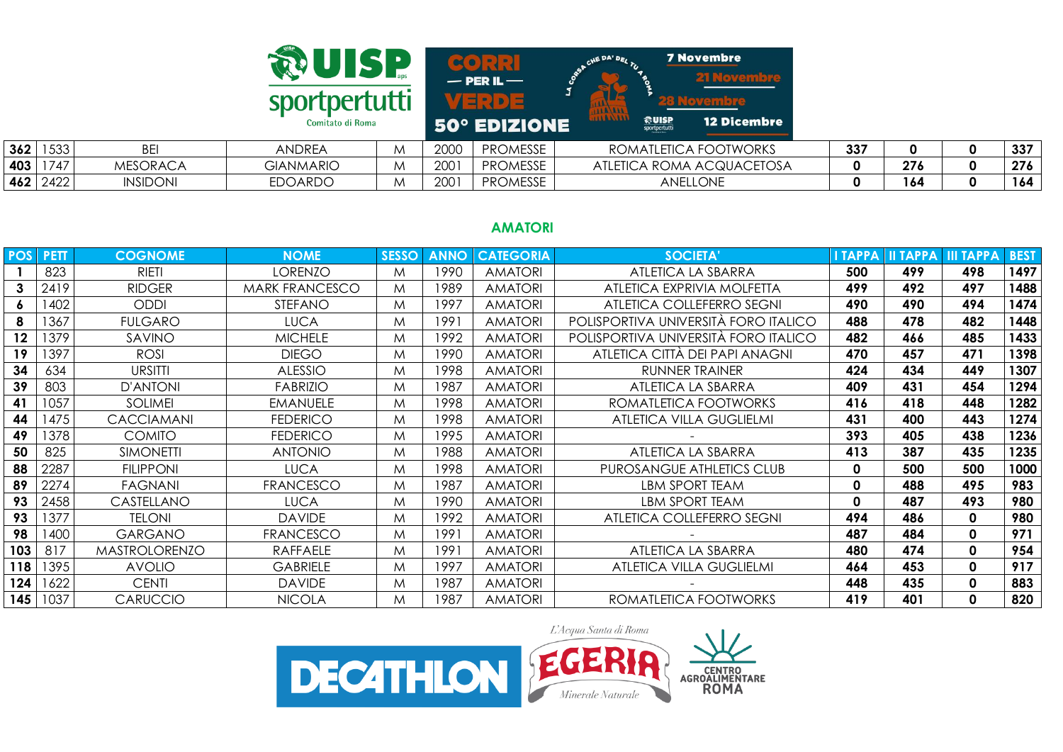| | | | | | | | | | | | |
|---|---|---|---|---|---|---|---|---|---|---|---|
| **362** | 1533 | BEI | ANDREA | M | 2000 | PROMESSE | ROMATLETICA FOOTWORKS | **337** | **0** | **0** | **337** |
| **403** | 1747 | MESORACA | GIANMARIO | M | 2001 | PROMESSE | ATLETICA ROMA ACQUACETOSA | **0** | **276** | **0** | **276** |
| **462** | 2422 | INSIDONI | EDOARDO | M | 2001 | PROMESSE | ANELLONE | **0** | **164** | **0** | **164** |

## AMATORI

| POS | PETT | COGNOME | NOME | SESSO | ANNO | CATEGORIA | SOCIETA' | I TAPPA | II TAPPA | III TAPPA | BEST |
|---|---|---|---|---|---|---|---|---|---|---|---|
| **1** | 823 | RIETI | LORENZO | M | 1990 | AMATORI | ATLETICA LA SBARRA | **500** | **499** | **498** | **1497** |
| **3** | 2419 | RIDGER | MARK FRANCESCO | M | 1989 | AMATORI | ATLETICA EXPRIVIA MOLFETTA | **499** | **492** | **497** | **1488** |
| **6** | 1402 | ODDI | STEFANO | M | 1997 | AMATORI | ATLETICA COLLEFERRO SEGNI | **490** | **490** | **494** | **1474** |
| **8** | 1367 | FULGARO | LUCA | M | 1991 | AMATORI | POLISPORTIVA UNIVERSITÀ FORO ITALICO | **488** | **478** | **482** | **1448** |
| **12** | 1379 | SAVINO | MICHELE | M | 1992 | AMATORI | POLISPORTIVA UNIVERSITÀ FORO ITALICO | **482** | **466** | **485** | **1433** |
| **19** | 1397 | ROSI | DIEGO | M | 1990 | AMATORI | ATLETICA CITTÀ DEI PAPI ANAGNI | **470** | **457** | **471** | **1398** |
| **34** | 634 | URSITTI | ALESSIO | M | 1998 | AMATORI | RUNNER TRAINER | **424** | **434** | **449** | **1307** |
| **39** | 803 | D'ANTONI | FABRIZIO | M | 1987 | AMATORI | ATLETICA LA SBARRA | **409** | **431** | **454** | **1294** |
| **41** | 1057 | SOLIMEI | EMANUELE | M | 1998 | AMATORI | ROMATLETICA FOOTWORKS | **416** | **418** | **448** | **1282** |
| **44** | 1475 | CACCIAMANI | FEDERICO | M | 1998 | AMATORI | ATLETICA VILLA GUGLIELMI | **431** | **400** | **443** | **1274** |
| **49** | 1378 | COMITO | FEDERICO | M | 1995 | AMATORI | - | **393** | **405** | **438** | **1236** |
| **50** | 825 | SIMONETTI | ANTONIO | M | 1988 | AMATORI | ATLETICA LA SBARRA | **413** | **387** | **435** | **1235** |
| **88** | 2287 | FILIPPONI | LUCA | M | 1998 | AMATORI | PUROSANGUE ATHLETICS CLUB | **0** | **500** | **500** | **1000** |
| **89** | 2274 | FAGNANI | FRANCESCO | M | 1987 | AMATORI | LBM SPORT TEAM | **0** | **488** | **495** | **983** |
| **93** | 2458 | CASTELLANO | LUCA | M | 1990 | AMATORI | LBM SPORT TEAM | **0** | **487** | **493** | **980** |
| **93** | 1377 | TELONI | DAVIDE | M | 1992 | AMATORI | ATLETICA COLLEFERRO SEGNI | **494** | **486** | **0** | **980** |
| **98** | 1400 | GARGANO | FRANCESCO | M | 1991 | AMATORI | - | **487** | **484** | **0** | **971** |
| **103** | 817 | MASTROLORENZO | RAFFAELE | M | 1991 | AMATORI | ATLETICA LA SBARRA | **480** | **474** | **0** | **954** |
| **118** | 1395 | AVOLIO | GABRIELE | M | 1997 | AMATORI | ATLETICA VILLA GUGLIELMI | **464** | **453** | **0** | **917** |
| **124** | 1622 | CENTI | DAVIDE | M | 1987 | AMATORI | - | **448** | **435** | **0** | **883** |
| **145** | 1037 | CARUCCIO | NICOLA | M | 1987 | AMATORI | ROMATLETICA FOOTWORKS | **419** | **401** | **0** | **820** |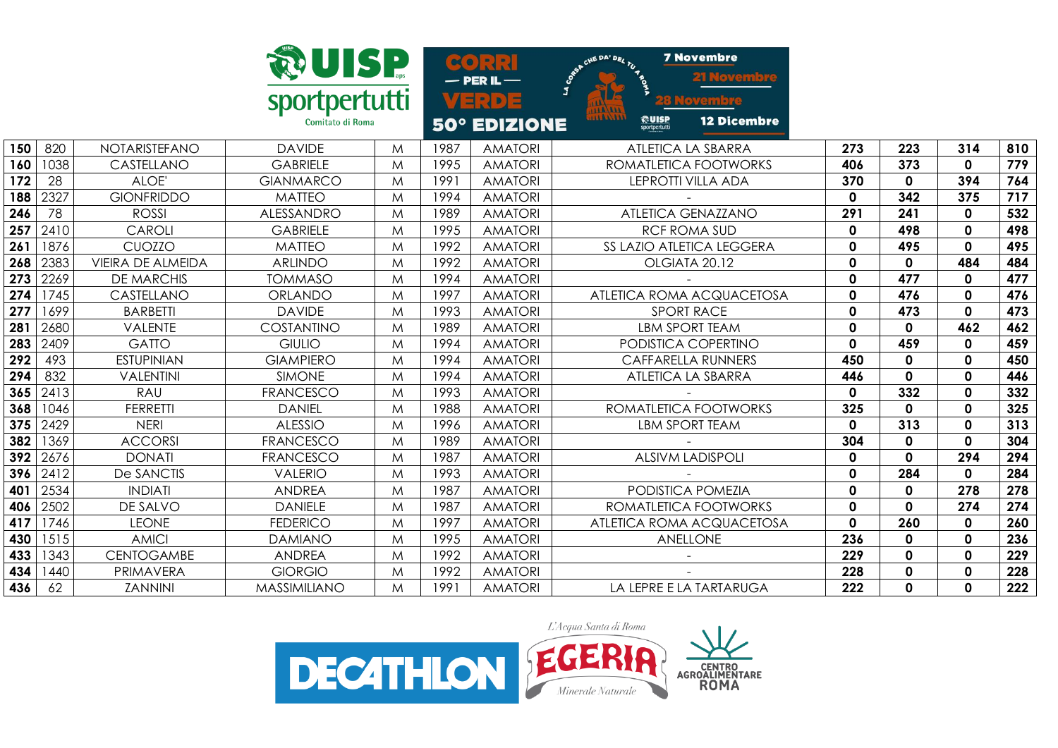| | | | | | | | | | | | |
|---|---|---|---|---|---|---|---|---|---|---|---|
| 150 | 820 | NOTARISTEFANO | DAVIDE | M | 1987 | AMATORI | ATLETICA LA SBARRA | 273 | 223 | 314 | 810 |
| 160 | 1038 | CASTELLANO | GABRIELE | M | 1995 | AMATORI | ROMATLETICA FOOTWORKS | 406 | 373 | 0 | 779 |
| 172 | 28 | ALOE' | GIANMARCO | M | 1991 | AMATORI | LEPROTTI VILLA ADA | 370 | 0 | 394 | 764 |
| 188 | 2327 | GIONFRIDDO | MATTEO | M | 1994 | AMATORI | - | 0 | 342 | 375 | 717 |
| 246 | 78 | ROSSI | ALESSANDRO | M | 1989 | AMATORI | ATLETICA GENAZZANO | 291 | 241 | 0 | 532 |
| 257 | 2410 | CAROLI | GABRIELE | M | 1995 | AMATORI | RCF ROMA SUD | 0 | 498 | 0 | 498 |
| 261 | 1876 | CUOZZO | MATTEO | M | 1992 | AMATORI | SS LAZIO ATLETICA LEGGERA | 0 | 495 | 0 | 495 |
| 268 | 2383 | VIEIRA DE ALMEIDA | ARLINDO | M | 1992 | AMATORI | OLGIATA 20.12 | 0 | 0 | 484 | 484 |
| 273 | 2269 | DE MARCHIS | TOMMASO | M | 1994 | AMATORI | - | 0 | 477 | 0 | 477 |
| 274 | 1745 | CASTELLANO | ORLANDO | M | 1997 | AMATORI | ATLETICA ROMA ACQUACETOSA | 0 | 476 | 0 | 476 |
| 277 | 1699 | BARBETTI | DAVIDE | M | 1993 | AMATORI | SPORT RACE | 0 | 473 | 0 | 473 |
| 281 | 2680 | VALENTE | COSTANTINO | M | 1989 | AMATORI | LBM SPORT TEAM | 0 | 0 | 462 | 462 |
| 283 | 2409 | GATTO | GIULIO | M | 1994 | AMATORI | PODISTICA COPERTINO | 0 | 459 | 0 | 459 |
| 292 | 493 | ESTUPINIAN | GIAMPIERO | M | 1994 | AMATORI | CAFFARELLA RUNNERS | 450 | 0 | 0 | 450 |
| 294 | 832 | VALENTINI | SIMONE | M | 1994 | AMATORI | ATLETICA LA SBARRA | 446 | 0 | 0 | 446 |
| 365 | 2413 | RAU | FRANCESCO | M | 1993 | AMATORI | - | 0 | 332 | 0 | 332 |
| 368 | 1046 | FERRETTI | DANIEL | M | 1988 | AMATORI | ROMATLETICA FOOTWORKS | 325 | 0 | 0 | 325 |
| 375 | 2429 | NERI | ALESSIO | M | 1996 | AMATORI | LBM SPORT TEAM | 0 | 313 | 0 | 313 |
| 382 | 1369 | ACCORSI | FRANCESCO | M | 1989 | AMATORI | - | 304 | 0 | 0 | 304 |
| 392 | 2676 | DONATI | FRANCESCO | M | 1987 | AMATORI | ALSIVM LADISPOLI | 0 | 0 | 294 | 294 |
| 396 | 2412 | De SANCTIS | VALERIO | M | 1993 | AMATORI | - | 0 | 284 | 0 | 284 |
| 401 | 2534 | INDIATI | ANDREA | M | 1987 | AMATORI | PODISTICA POMEZIA | 0 | 0 | 278 | 278 |
| 406 | 2502 | DE SALVO | DANIELE | M | 1987 | AMATORI | ROMATLETICA FOOTWORKS | 0 | 0 | 274 | 274 |
| 417 | 1746 | LEONE | FEDERICO | M | 1997 | AMATORI | ATLETICA ROMA ACQUACETOSA | 0 | 260 | 0 | 260 |
| 430 | 1515 | AMICI | DAMIANO | M | 1995 | AMATORI | ANELLONE | 236 | 0 | 0 | 236 |
| 433 | 1343 | CENTOGAMBE | ANDREA | M | 1992 | AMATORI | - | 229 | 0 | 0 | 229 |
| 434 | 1440 | PRIMAVERA | GIORGIO | M | 1992 | AMATORI | - | 228 | 0 | 0 | 228 |
| 436 | 62 | ZANNINI | MASSIMILIANO | M | 1991 | AMATORI | LA LEPRE E LA TARTARUGA | 222 | 0 | 0 | 222 |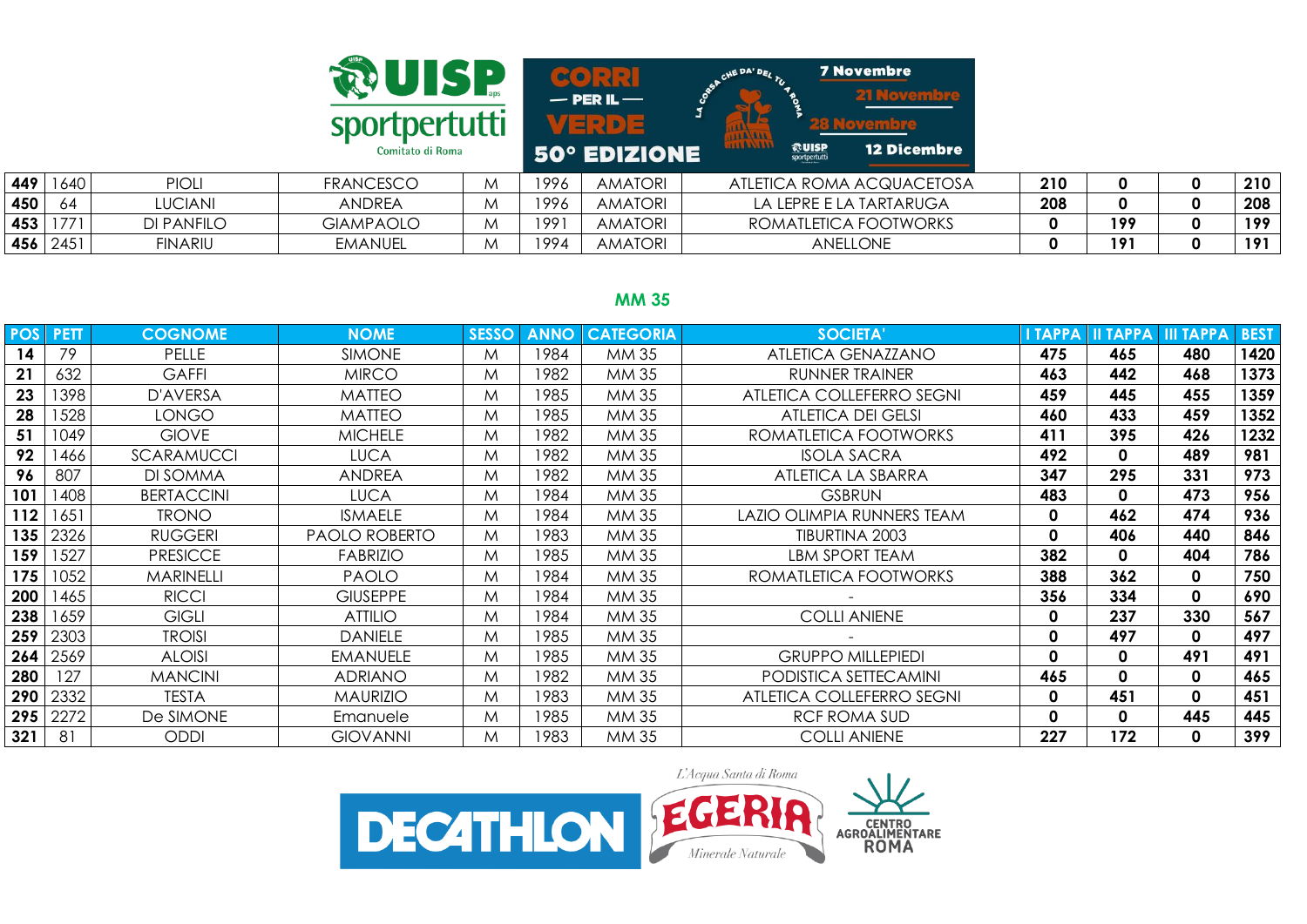| | | | | | | | | | | | |
|---|---|---|---|---|---|---|---|---|---|---|---|
| **449** | 1640 | PIOLI | FRANCESCO | M | 1996 | AMATORI | ATLETICA ROMA ACQUACETOSA | **210** | **0** | **0** | **210** |
| **450** | 64 | LUCIANI | ANDREA | M | 1996 | AMATORI | LA LEPRE E LA TARTARUGA | **208** | **0** | **0** | **208** |
| **453** | 1771 | DI PANFILO | GIAMPAOLO | M | 1991 | AMATORI | ROMATLETICA FOOTWORKS | **0** | **199** | **0** | **199** |
| **456** | 2451 | FINARIU | EMANUEL | M | 1994 | AMATORI | ANELLONE | **0** | **191** | **0** | **191** |

## MM 35

| POS | PETT | COGNOME | NOME | SESSO | ANNO | CATEGORIA | SOCIETA' | I TAPPA | II TAPPA | III TAPPA | BEST |
|---|---|---|---|---|---|---|---|---|---|---|---|
| **14** | 79 | PELLE | SIMONE | M | 1984 | MM 35 | ATLETICA GENAZZANO | **475** | **465** | **480** | **1420** |
| **21** | 632 | GAFFI | MIRCO | M | 1982 | MM 35 | RUNNER TRAINER | **463** | **442** | **468** | **1373** |
| **23** | 1398 | D'AVERSA | MATTEO | M | 1985 | MM 35 | ATLETICA COLLEFERRO SEGNI | **459** | **445** | **455** | **1359** |
| **28** | 1528 | LONGO | MATTEO | M | 1985 | MM 35 | ATLETICA DEI GELSI | **460** | **433** | **459** | **1352** |
| **51** | 1049 | GIOVE | MICHELE | M | 1982 | MM 35 | ROMATLETICA FOOTWORKS | **411** | **395** | **426** | **1232** |
| **92** | 1466 | SCARAMUCCI | LUCA | M | 1982 | MM 35 | ISOLA SACRA | **492** | **0** | **489** | **981** |
| **96** | 807 | DI SOMMA | ANDREA | M | 1982 | MM 35 | ATLETICA LA SBARRA | **347** | **295** | **331** | **973** |
| **101** | 1408 | BERTACCINI | LUCA | M | 1984 | MM 35 | GSBRUN | **483** | **0** | **473** | **956** |
| **112** | 1651 | TRONO | ISMAELE | M | 1984 | MM 35 | LAZIO OLIMPIA RUNNERS TEAM | **0** | **462** | **474** | **936** |
| **135** | 2326 | RUGGERI | PAOLO ROBERTO | M | 1983 | MM 35 | TIBURTINA 2003 | **0** | **406** | **440** | **846** |
| **159** | 1527 | PRESICCE | FABRIZIO | M | 1985 | MM 35 | LBM SPORT TEAM | **382** | **0** | **404** | **786** |
| **175** | 1052 | MARINELLI | PAOLO | M | 1984 | MM 35 | ROMATLETICA FOOTWORKS | **388** | **362** | **0** | **750** |
| **200** | 1465 | RICCI | GIUSEPPE | M | 1984 | MM 35 | - | **356** | **334** | **0** | **690** |
| **238** | 1659 | GIGLI | ATTILIO | M | 1984 | MM 35 | COLLI ANIENE | **0** | **237** | **330** | **567** |
| **259** | 2303 | TROISI | DANIELE | M | 1985 | MM 35 | - | **0** | **497** | **0** | **497** |
| **264** | 2569 | ALOISI | EMANUELE | M | 1985 | MM 35 | GRUPPO MILLEPIEDI | **0** | **0** | **491** | **491** |
| **280** | 127 | MANCINI | ADRIANO | M | 1982 | MM 35 | PODISTICA SETTECAMINI | **465** | **0** | **0** | **465** |
| **290** | 2332 | TESTA | MAURIZIO | M | 1983 | MM 35 | ATLETICA COLLEFERRO SEGNI | **0** | **451** | **0** | **451** |
| **295** | 2272 | De SIMONE | Emanuele | M | 1985 | MM 35 | RCF ROMA SUD | **0** | **0** | **445** | **445** |
| **321** | 81 | ODDI | GIOVANNI | M | 1983 | MM 35 | COLLI ANIENE | **227** | **172** | **0** | **399** |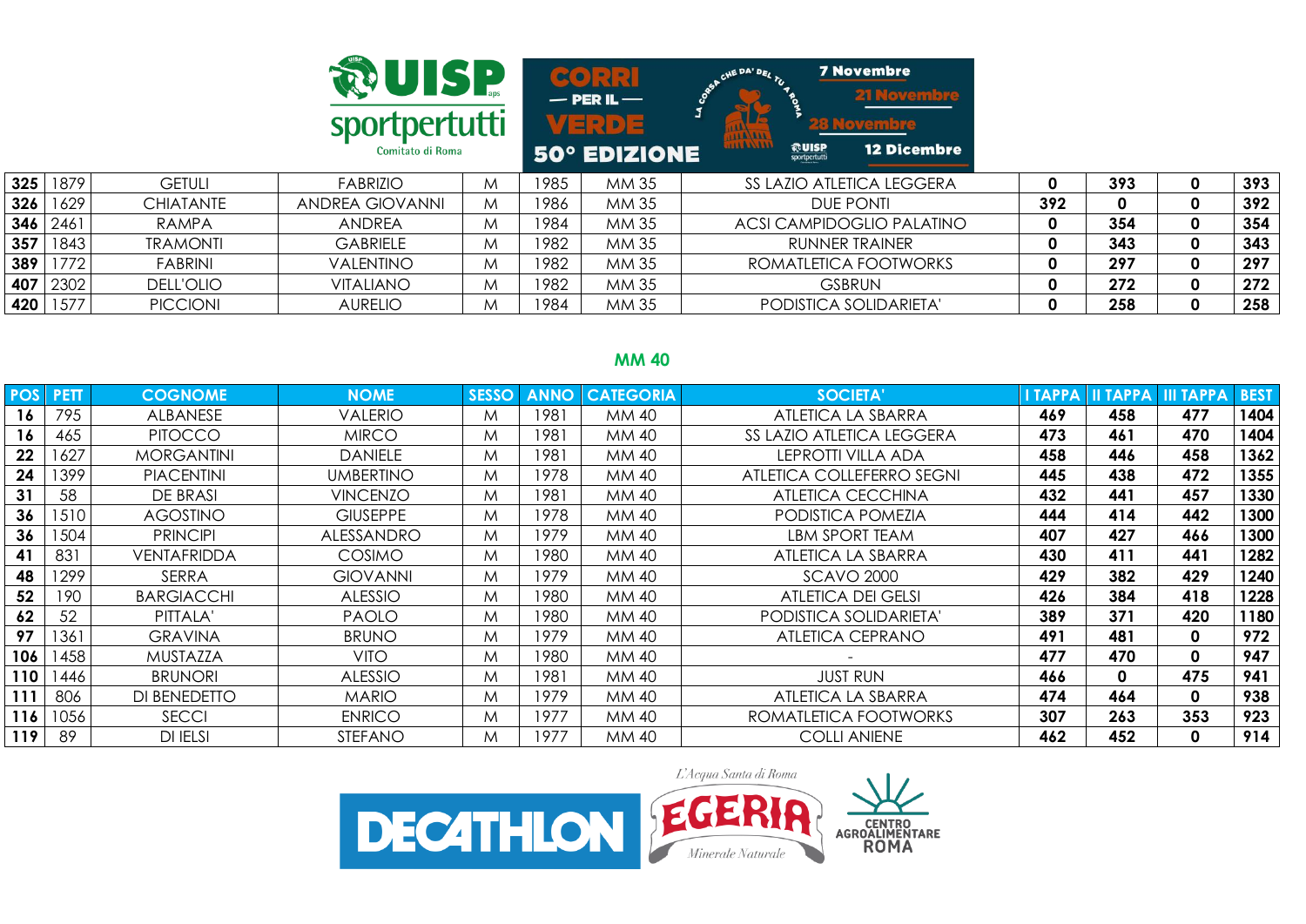| | | | | | | | | | | | |
|---|---|---|---|---|---|---|---|---|---|---|---|
| 325 | 1879 | GETULI | FABRIZIO | M | 1985 | MM 35 | SS LAZIO ATLETICA LEGGERA | 0 | 393 | 0 | 393 |
| 326 | 1629 | CHIATANTE | ANDREA GIOVANNI | M | 1986 | MM 35 | DUE PONTI | 392 | 0 | 0 | 392 |
| 346 | 2461 | RAMPA | ANDREA | M | 1984 | MM 35 | ACSI CAMPIDOGLIO PALATINO | 0 | 354 | 0 | 354 |
| 357 | 1843 | TRAMONTI | GABRIELE | M | 1982 | MM 35 | RUNNER TRAINER | 0 | 343 | 0 | 343 |
| 389 | 1772 | FABRINI | VALENTINO | M | 1982 | MM 35 | ROMATLETICA FOOTWORKS | 0 | 297 | 0 | 297 |
| 407 | 2302 | DELL'OLIO | VITALIANO | M | 1982 | MM 35 | GSBRUN | 0 | 272 | 0 | 272 |
| 420 | 1577 | PICCIONI | AURELIO | M | 1984 | MM 35 | PODISTICA SOLIDARIETA' | 0 | 258 | 0 | 258 |

## MM 40

| POS | PETT | COGNOME | NOME | SESSO | ANNO | CATEGORIA | SOCIETA' | I TAPPA | II TAPPA | III TAPPA | BEST |
|---|---|---|---|---|---|---|---|---|---|---|---|
| 16 | 795 | ALBANESE | VALERIO | M | 1981 | MM 40 | ATLETICA LA SBARRA | 469 | 458 | 477 | 1404 |
| 16 | 465 | PITOCCO | MIRCO | M | 1981 | MM 40 | SS LAZIO ATLETICA LEGGERA | 473 | 461 | 470 | 1404 |
| 22 | 1627 | MORGANTINI | DANIELE | M | 1981 | MM 40 | LEPROTTI VILLA ADA | 458 | 446 | 458 | 1362 |
| 24 | 1399 | PIACENTINI | UMBERTINO | M | 1978 | MM 40 | ATLETICA COLLEFERRO SEGNI | 445 | 438 | 472 | 1355 |
| 31 | 58 | DE BRASI | VINCENZO | M | 1981 | MM 40 | ATLETICA CECCHINA | 432 | 441 | 457 | 1330 |
| 36 | 1510 | AGOSTINO | GIUSEPPE | M | 1978 | MM 40 | PODISTICA POMEZIA | 444 | 414 | 442 | 1300 |
| 36 | 1504 | PRINCIPI | ALESSANDRO | M | 1979 | MM 40 | LBM SPORT TEAM | 407 | 427 | 466 | 1300 |
| 41 | 831 | VENTAFRIDDA | COSIMO | M | 1980 | MM 40 | ATLETICA LA SBARRA | 430 | 411 | 441 | 1282 |
| 48 | 1299 | SERRA | GIOVANNI | M | 1979 | MM 40 | SCAVO 2000 | 429 | 382 | 429 | 1240 |
| 52 | 190 | BARGIACCHI | ALESSIO | M | 1980 | MM 40 | ATLETICA DEI GELSI | 426 | 384 | 418 | 1228 |
| 62 | 52 | PITTALA' | PAOLO | M | 1980 | MM 40 | PODISTICA SOLIDARIETA' | 389 | 371 | 420 | 1180 |
| 97 | 1361 | GRAVINA | BRUNO | M | 1979 | MM 40 | ATLETICA CEPRANO | 491 | 481 | 0 | 972 |
| 106 | 1458 | MUSTAZZA | VITO | M | 1980 | MM 40 | - | 477 | 470 | 0 | 947 |
| 110 | 1446 | BRUNORI | ALESSIO | M | 1981 | MM 40 | JUST RUN | 466 | 0 | 475 | 941 |
| 111 | 806 | DI BENEDETTO | MARIO | M | 1979 | MM 40 | ATLETICA LA SBARRA | 474 | 464 | 0 | 938 |
| 116 | 1056 | SECCI | ENRICO | M | 1977 | MM 40 | ROMATLETICA FOOTWORKS | 307 | 263 | 353 | 923 |
| 119 | 89 | DI IELSI | STEFANO | M | 1977 | MM 40 | COLLI ANIENE | 462 | 452 | 0 | 914 |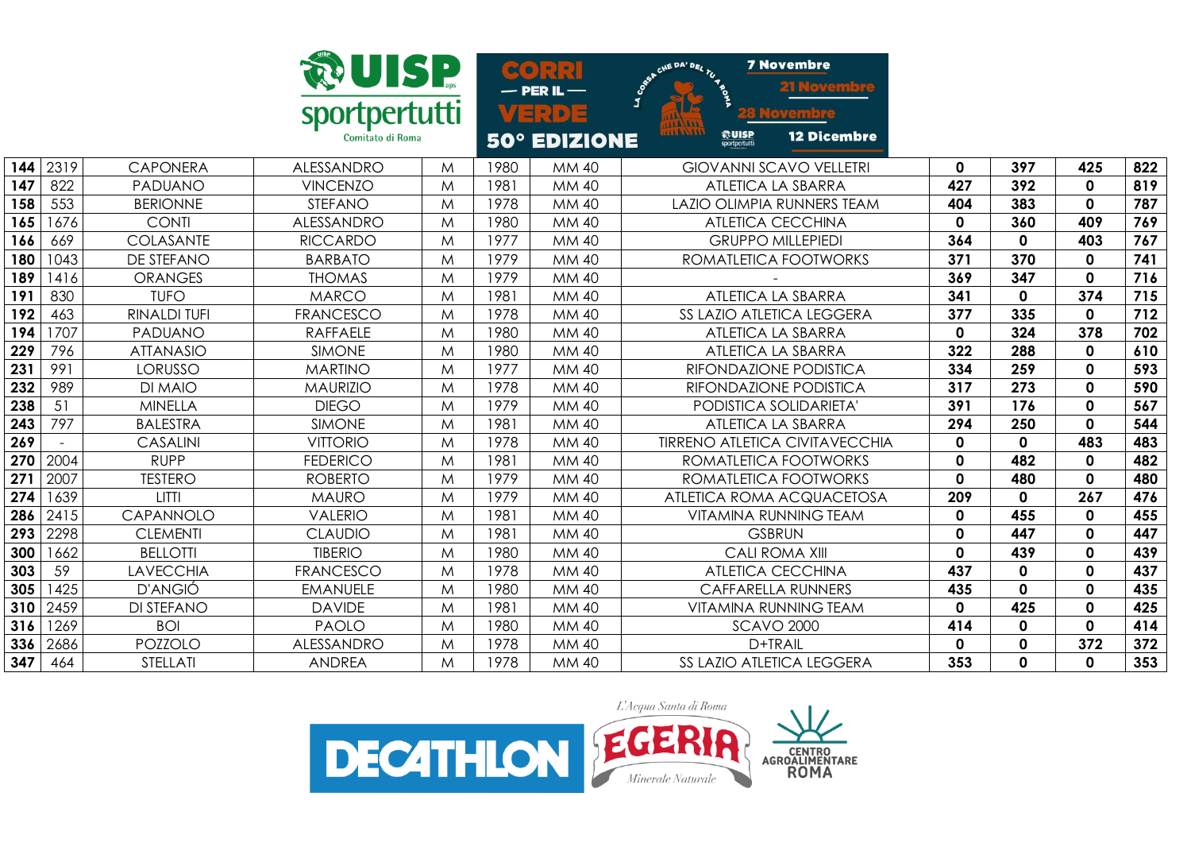| | | | | | | | | | | | |
|---|---|---|---|---|---|---|---|---|---|---|---|
| **144** | 2319 | CAPONERA | ALESSANDRO | M | 1980 | MM 40 | GIOVANNI SCAVO VELLETRI | **0** | **397** | **425** | **822** |
| **147** | 822 | PADUANO | VINCENZO | M | 1981 | MM 40 | ATLETICA LA SBARRA | **427** | **392** | **0** | **819** |
| **158** | 553 | BERIONNE | STEFANO | M | 1978 | MM 40 | LAZIO OLIMPIA RUNNERS TEAM | **404** | **383** | **0** | **787** |
| **165** | 1676 | CONTI | ALESSANDRO | M | 1980 | MM 40 | ATLETICA CECCHINA | **0** | **360** | **409** | **769** |
| **166** | 669 | COLASANTE | RICCARDO | M | 1977 | MM 40 | GRUPPO MILLEPIEDI | **364** | **0** | **403** | **767** |
| **180** | 1043 | DE STEFANO | BARBATO | M | 1979 | MM 40 | ROMATLETICA FOOTWORKS | **371** | **370** | **0** | **741** |
| **189** | 1416 | ORANGES | THOMAS | M | 1979 | MM 40 | - | **369** | **347** | **0** | **716** |
| **191** | 830 | TUFO | MARCO | M | 1981 | MM 40 | ATLETICA LA SBARRA | **341** | **0** | **374** | **715** |
| **192** | 463 | RINALDI TUFI | FRANCESCO | M | 1978 | MM 40 | SS LAZIO ATLETICA LEGGERA | **377** | **335** | **0** | **712** |
| **194** | 1707 | PADUANO | RAFFAELE | M | 1980 | MM 40 | ATLETICA LA SBARRA | **0** | **324** | **378** | **702** |
| **229** | 796 | ATTANASIO | SIMONE | M | 1980 | MM 40 | ATLETICA LA SBARRA | **322** | **288** | **0** | **610** |
| **231** | 991 | LORUSSO | MARTINO | M | 1977 | MM 40 | RIFONDAZIONE PODISTICA | **334** | **259** | **0** | **593** |
| **232** | 989 | DI MAIO | MAURIZIO | M | 1978 | MM 40 | RIFONDAZIONE PODISTICA | **317** | **273** | **0** | **590** |
| **238** | 51 | MINELLA | DIEGO | M | 1979 | MM 40 | PODISTICA SOLIDARIETA' | **391** | **176** | **0** | **567** |
| **243** | 797 | BALESTRA | SIMONE | M | 1981 | MM 40 | ATLETICA LA SBARRA | **294** | **250** | **0** | **544** |
| **269** | - | CASALINI | VITTORIO | M | 1978 | MM 40 | TIRRENO ATLETICA CIVITAVECCHIA | **0** | **0** | **483** | **483** |
| **270** | 2004 | RUPP | FEDERICO | M | 1981 | MM 40 | ROMATLETICA FOOTWORKS | **0** | **482** | **0** | **482** |
| **271** | 2007 | TESTERO | ROBERTO | M | 1979 | MM 40 | ROMATLETICA FOOTWORKS | **0** | **480** | **0** | **480** |
| **274** | 1639 | LITTI | MAURO | M | 1979 | MM 40 | ATLETICA ROMA ACQUACETOSA | **209** | **0** | **267** | **476** |
| **286** | 2415 | CAPANNOLO | VALERIO | M | 1981 | MM 40 | VITAMINA RUNNING TEAM | **0** | **455** | **0** | **455** |
| **293** | 2298 | CLEMENTI | CLAUDIO | M | 1981 | MM 40 | GSBRUN | **0** | **447** | **0** | **447** |
| **300** | 1662 | BELLOTTI | TIBERIO | M | 1980 | MM 40 | CALI ROMA XIII | **0** | **439** | **0** | **439** |
| **303** | 59 | LAVECCHIA | FRANCESCO | M | 1978 | MM 40 | ATLETICA CECCHINA | **437** | **0** | **0** | **437** |
| **305** | 1425 | D'ANGIÓ | EMANUELE | M | 1980 | MM 40 | CAFFARELLA RUNNERS | **435** | **0** | **0** | **435** |
| **310** | 2459 | DI STEFANO | DAVIDE | M | 1981 | MM 40 | VITAMINA RUNNING TEAM | **0** | **425** | **0** | **425** |
| **316** | 1269 | BOI | PAOLO | M | 1980 | MM 40 | SCAVO 2000 | **414** | **0** | **0** | **414** |
| **336** | 2686 | POZZOLO | ALESSANDRO | M | 1978 | MM 40 | D+TRAIL | **0** | **0** | **372** | **372** |
| **347** | 464 | STELLATI | ANDREA | M | 1978 | MM 40 | SS LAZIO ATLETICA LEGGERA | **353** | **0** | **0** | **353** |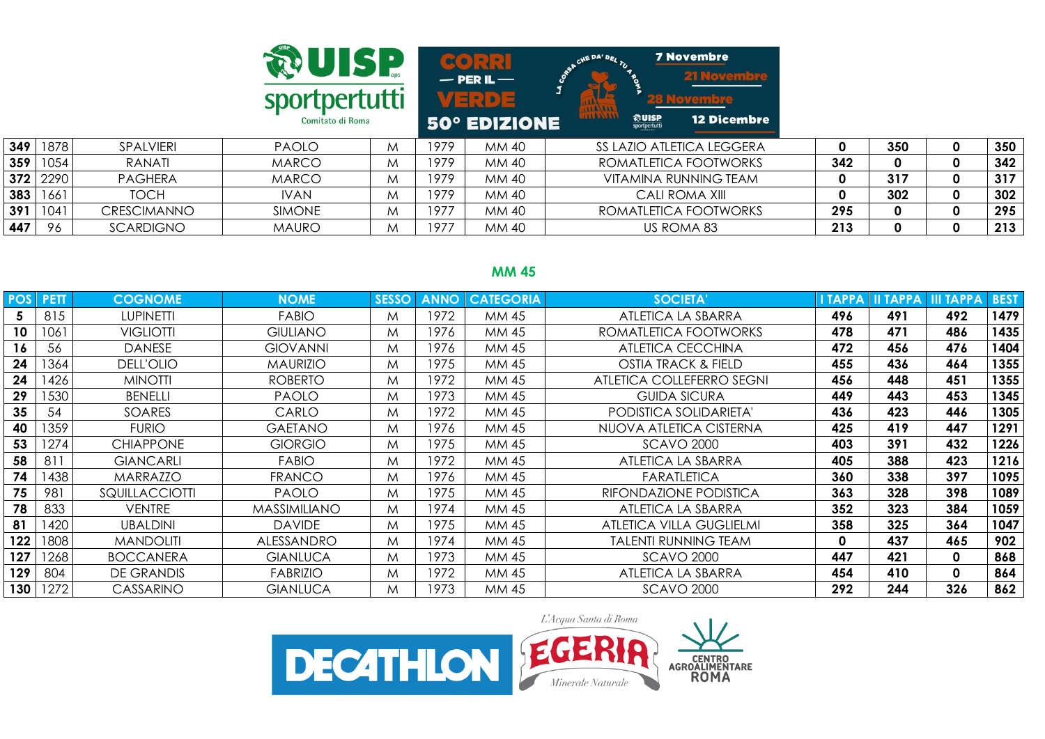| | | | | | | | | | | | |
|---|---|---|---|---|---|---|---|---|---|---|---|
| 349 | 1878 | SPALVIERI | PAOLO | M | 1979 | MM 40 | SS LAZIO ATLETICA LEGGERA | 0 | 350 | 0 | 350 |
| 359 | 1054 | RANATI | MARCO | M | 1979 | MM 40 | ROMATLETICA FOOTWORKS | 342 | 0 | 0 | 342 |
| 372 | 2290 | PAGHERA | MARCO | M | 1979 | MM 40 | VITAMINA RUNNING TEAM | 0 | 317 | 0 | 317 |
| 383 | 1661 | TOCH | IVAN | M | 1979 | MM 40 | CALI ROMA XIII | 0 | 302 | 0 | 302 |
| 391 | 1041 | CRESCIMANNO | SIMONE | M | 1977 | MM 40 | ROMATLETICA FOOTWORKS | 295 | 0 | 0 | 295 |
| 447 | 96 | SCARDIGNO | MAURO | M | 1977 | MM 40 | US ROMA 83 | 213 | 0 | 0 | 213 |

## MM 45

| POS | PETT | COGNOME | NOME | SESSO | ANNO | CATEGORIA | SOCIETA' | I TAPPA | II TAPPA | III TAPPA | BEST |
|---|---|---|---|---|---|---|---|---|---|---|---|
| 5 | 815 | LUPINETTI | FABIO | M | 1972 | MM 45 | ATLETICA LA SBARRA | 496 | 491 | 492 | 1479 |
| 10 | 1061 | VIGLIOTTI | GIULIANO | M | 1976 | MM 45 | ROMATLETICA FOOTWORKS | 478 | 471 | 486 | 1435 |
| 16 | 56 | DANESE | GIOVANNI | M | 1976 | MM 45 | ATLETICA CECCHINA | 472 | 456 | 476 | 1404 |
| 24 | 1364 | DELL'OLIO | MAURIZIO | M | 1975 | MM 45 | OSTIA TRACK & FIELD | 455 | 436 | 464 | 1355 |
| 24 | 1426 | MINOTTI | ROBERTO | M | 1972 | MM 45 | ATLETICA COLLEFERRO SEGNI | 456 | 448 | 451 | 1355 |
| 29 | 1530 | BENELLI | PAOLO | M | 1973 | MM 45 | GUIDA SICURA | 449 | 443 | 453 | 1345 |
| 35 | 54 | SOARES | CARLO | M | 1972 | MM 45 | PODISTICA SOLIDARIETA' | 436 | 423 | 446 | 1305 |
| 40 | 1359 | FURIO | GAETANO | M | 1976 | MM 45 | NUOVA ATLETICA CISTERNA | 425 | 419 | 447 | 1291 |
| 53 | 1274 | CHIAPPONE | GIORGIO | M | 1975 | MM 45 | SCAVO 2000 | 403 | 391 | 432 | 1226 |
| 58 | 811 | GIANCARLI | FABIO | M | 1972 | MM 45 | ATLETICA LA SBARRA | 405 | 388 | 423 | 1216 |
| 74 | 1438 | MARRAZZO | FRANCO | M | 1976 | MM 45 | FARATLETICA | 360 | 338 | 397 | 1095 |
| 75 | 981 | SQUILLACCIOTTI | PAOLO | M | 1975 | MM 45 | RIFONDAZIONE PODISTICA | 363 | 328 | 398 | 1089 |
| 78 | 833 | VENTRE | MASSIMILIANO | M | 1974 | MM 45 | ATLETICA LA SBARRA | 352 | 323 | 384 | 1059 |
| 81 | 1420 | UBALDINI | DAVIDE | M | 1975 | MM 45 | ATLETICA VILLA GUGLIELMI | 358 | 325 | 364 | 1047 |
| 122 | 1808 | MANDOLITI | ALESSANDRO | M | 1974 | MM 45 | TALENTI RUNNING TEAM | 0 | 437 | 465 | 902 |
| 127 | 1268 | BOCCANERA | GIANLUCA | M | 1973 | MM 45 | SCAVO 2000 | 447 | 421 | 0 | 868 |
| 129 | 804 | DE GRANDIS | FABRIZIO | M | 1972 | MM 45 | ATLETICA LA SBARRA | 454 | 410 | 0 | 864 |
| 130 | 1272 | CASSARINO | GIANLUCA | M | 1973 | MM 45 | SCAVO 2000 | 292 | 244 | 326 | 862 |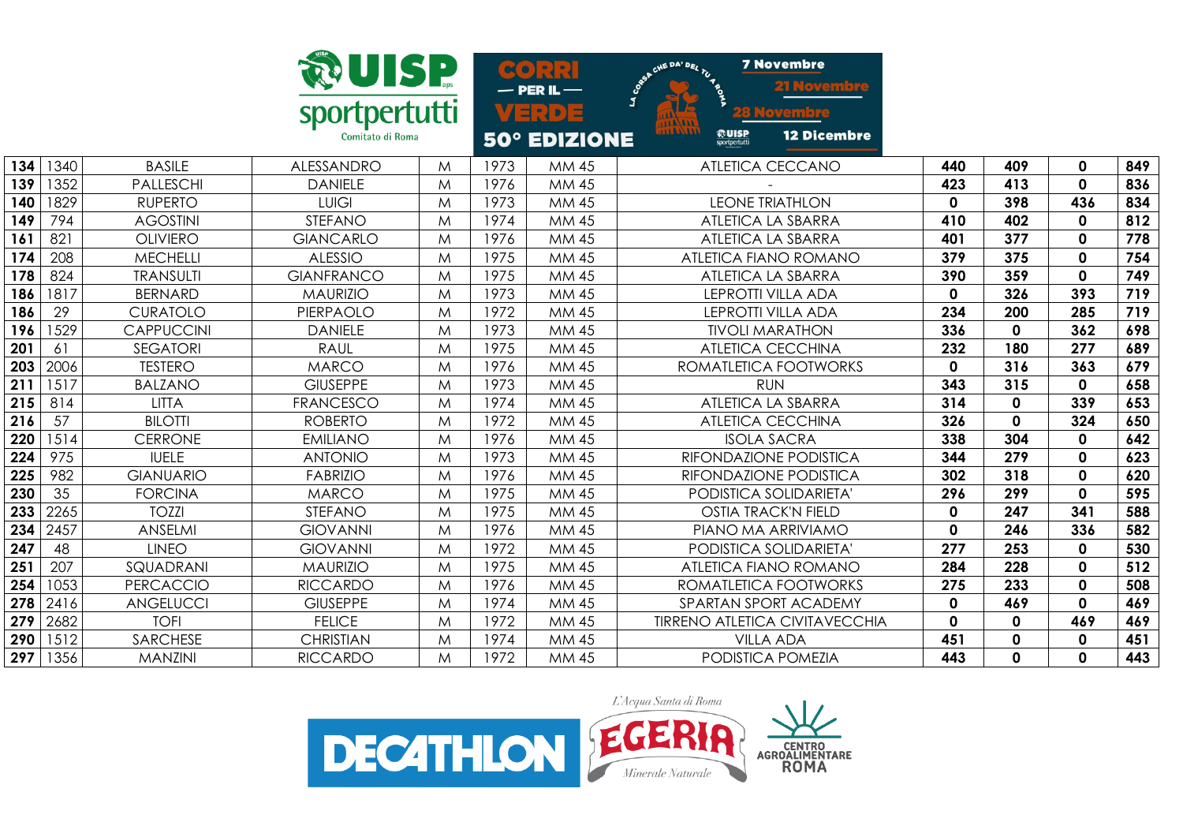| | | | | | | | | | | | |
|---|---|---|---|---|---|---|---|---|---|---|---|
| 134 | 1340 | BASILE | ALESSANDRO | M | 1973 | MM 45 | ATLETICA CECCANO | 440 | 409 | 0 | 849 |
| 139 | 1352 | PALLESCHI | DANIELE | M | 1976 | MM 45 | - | 423 | 413 | 0 | 836 |
| 140 | 1829 | RUPERTO | LUIGI | M | 1973 | MM 45 | LEONE TRIATHLON | 0 | 398 | 436 | 834 |
| 149 | 794 | AGOSTINI | STEFANO | M | 1974 | MM 45 | ATLETICA LA SBARRA | 410 | 402 | 0 | 812 |
| 161 | 821 | OLIVIERO | GIANCARLO | M | 1976 | MM 45 | ATLETICA LA SBARRA | 401 | 377 | 0 | 778 |
| 174 | 208 | MECHELLI | ALESSIO | M | 1975 | MM 45 | ATLETICA FIANO ROMANO | 379 | 375 | 0 | 754 |
| 178 | 824 | TRANSULTI | GIANFRANCO | M | 1975 | MM 45 | ATLETICA LA SBARRA | 390 | 359 | 0 | 749 |
| 186 | 1817 | BERNARD | MAURIZIO | M | 1973 | MM 45 | LEPROTTI VILLA ADA | 0 | 326 | 393 | 719 |
| 186 | 29 | CURATOLO | PIERPAOLO | M | 1972 | MM 45 | LEPROTTI VILLA ADA | 234 | 200 | 285 | 719 |
| 196 | 1529 | CAPPUCCINI | DANIELE | M | 1973 | MM 45 | TIVOLI MARATHON | 336 | 0 | 362 | 698 |
| 201 | 61 | SEGATORI | RAUL | M | 1975 | MM 45 | ATLETICA CECCHINA | 232 | 180 | 277 | 689 |
| 203 | 2006 | TESTERO | MARCO | M | 1976 | MM 45 | ROMATLETICA FOOTWORKS | 0 | 316 | 363 | 679 |
| 211 | 1517 | BALZANO | GIUSEPPE | M | 1973 | MM 45 | RUN | 343 | 315 | 0 | 658 |
| 215 | 814 | LITTA | FRANCESCO | M | 1974 | MM 45 | ATLETICA LA SBARRA | 314 | 0 | 339 | 653 |
| 216 | 57 | BILOTTI | ROBERTO | M | 1972 | MM 45 | ATLETICA CECCHINA | 326 | 0 | 324 | 650 |
| 220 | 1514 | CERRONE | EMILIANO | M | 1976 | MM 45 | ISOLA SACRA | 338 | 304 | 0 | 642 |
| 224 | 975 | IUELE | ANTONIO | M | 1973 | MM 45 | RIFONDAZIONE PODISTICA | 344 | 279 | 0 | 623 |
| 225 | 982 | GIANUARIO | FABRIZIO | M | 1976 | MM 45 | RIFONDAZIONE PODISTICA | 302 | 318 | 0 | 620 |
| 230 | 35 | FORCINA | MARCO | M | 1975 | MM 45 | PODISTICA SOLIDARIETA' | 296 | 299 | 0 | 595 |
| 233 | 2265 | TOZZI | STEFANO | M | 1975 | MM 45 | OSTIA TRACK'N FIELD | 0 | 247 | 341 | 588 |
| 234 | 2457 | ANSELMI | GIOVANNI | M | 1976 | MM 45 | PIANO MA ARRIVIAMO | 0 | 246 | 336 | 582 |
| 247 | 48 | LINEO | GIOVANNI | M | 1972 | MM 45 | PODISTICA SOLIDARIETA' | 277 | 253 | 0 | 530 |
| 251 | 207 | SQUADRANI | MAURIZIO | M | 1975 | MM 45 | ATLETICA FIANO ROMANO | 284 | 228 | 0 | 512 |
| 254 | 1053 | PERCACCIO | RICCARDO | M | 1976 | MM 45 | ROMATLETICA FOOTWORKS | 275 | 233 | 0 | 508 |
| 278 | 2416 | ANGELUCCI | GIUSEPPE | M | 1974 | MM 45 | SPARTAN SPORT ACADEMY | 0 | 469 | 0 | 469 |
| 279 | 2682 | TOFI | FELICE | M | 1972 | MM 45 | TIRRENO ATLETICA CIVITAVECCHIA | 0 | 0 | 469 | 469 |
| 290 | 1512 | SARCHESE | CHRISTIAN | M | 1974 | MM 45 | VILLA ADA | 451 | 0 | 0 | 451 |
| 297 | 1356 | MANZINI | RICCARDO | M | 1972 | MM 45 | PODISTICA POMEZIA | 443 | 0 | 0 | 443 |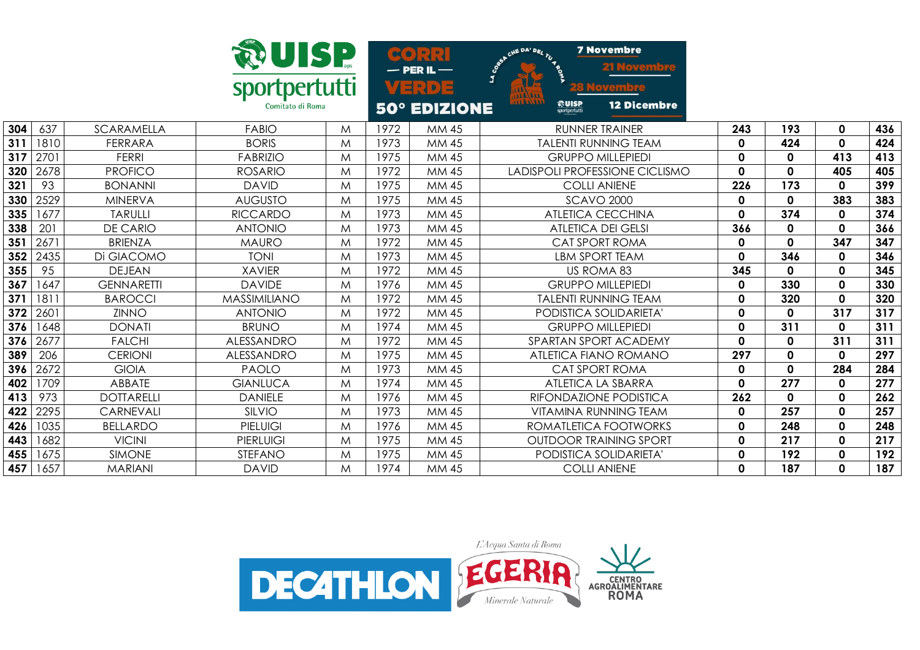| | | | | | | | | | | | |
|---|---|---|---|---|---|---|---|---|---|---|---|
| **304** | 637 | SCARAMELLA | FABIO | M | 1972 | MM 45 | RUNNER TRAINER | **243** | **193** | **0** | **436** |
| **311** | 1810 | FERRARA | BORIS | M | 1973 | MM 45 | TALENTI RUNNING TEAM | **0** | **424** | **0** | **424** |
| **317** | 2701 | FERRI | FABRIZIO | M | 1975 | MM 45 | GRUPPO MILLEPIEDI | **0** | **0** | **413** | **413** |
| **320** | 2678 | PROFICO | ROSARIO | M | 1972 | MM 45 | LADISPOLI PROFESSIONE CICLISMO | **0** | **0** | **405** | **405** |
| **321** | 93 | BONANNI | DAVID | M | 1975 | MM 45 | COLLI ANIENE | **226** | **173** | **0** | **399** |
| **330** | 2529 | MINERVA | AUGUSTO | M | 1975 | MM 45 | SCAVO 2000 | **0** | **0** | **383** | **383** |
| **335** | 1677 | TARULLI | RICCARDO | M | 1973 | MM 45 | ATLETICA CECCHINA | **0** | **374** | **0** | **374** |
| **338** | 201 | DE CARIO | ANTONIO | M | 1973 | MM 45 | ATLETICA DEI GELSI | **366** | **0** | **0** | **366** |
| **351** | 2671 | BRIENZA | MAURO | M | 1972 | MM 45 | CAT SPORT ROMA | **0** | **0** | **347** | **347** |
| **352** | 2435 | Di GIACOMO | TONI | M | 1973 | MM 45 | LBM SPORT TEAM | **0** | **346** | **0** | **346** |
| **355** | 95 | DEJEAN | XAVIER | M | 1972 | MM 45 | US ROMA 83 | **345** | **0** | **0** | **345** |
| **367** | 1647 | GENNARETTI | DAVIDE | M | 1976 | MM 45 | GRUPPO MILLEPIEDI | **0** | **330** | **0** | **330** |
| **371** | 1811 | BAROCCI | MASSIMILIANO | M | 1972 | MM 45 | TALENTI RUNNING TEAM | **0** | **320** | **0** | **320** |
| **372** | 2601 | ZINNO | ANTONIO | M | 1972 | MM 45 | PODISTICA SOLIDARIETA' | **0** | **0** | **317** | **317** |
| **376** | 1648 | DONATI | BRUNO | M | 1974 | MM 45 | GRUPPO MILLEPIEDI | **0** | **311** | **0** | **311** |
| **376** | 2677 | FALCHI | ALESSANDRO | M | 1972 | MM 45 | SPARTAN SPORT ACADEMY | **0** | **0** | **311** | **311** |
| **389** | 206 | CERIONI | ALESSANDRO | M | 1975 | MM 45 | ATLETICA FIANO ROMANO | **297** | **0** | **0** | **297** |
| **396** | 2672 | GIOIA | PAOLO | M | 1973 | MM 45 | CAT SPORT ROMA | **0** | **0** | **284** | **284** |
| **402** | 1709 | ABBATE | GIANLUCA | M | 1974 | MM 45 | ATLETICA LA SBARRA | **0** | **277** | **0** | **277** |
| **413** | 973 | DOTTARELLI | DANIELE | M | 1976 | MM 45 | RIFONDAZIONE PODISTICA | **262** | **0** | **0** | **262** |
| **422** | 2295 | CARNEVALI | SILVIO | M | 1973 | MM 45 | VITAMINA RUNNING TEAM | **0** | **257** | **0** | **257** |
| **426** | 1035 | BELLARDO | PIELUIGI | M | 1976 | MM 45 | ROMATLETICA FOOTWORKS | **0** | **248** | **0** | **248** |
| **443** | 1682 | VICINI | PIERLUIGI | M | 1975 | MM 45 | OUTDOOR TRAINING SPORT | **0** | **217** | **0** | **217** |
| **455** | 1675 | SIMONE | STEFANO | M | 1975 | MM 45 | PODISTICA SOLIDARIETA' | **0** | **192** | **0** | **192** |
| **457** | 1657 | MARIANI | DAVID | M | 1974 | MM 45 | COLLI ANIENE | **0** | **187** | **0** | **187** |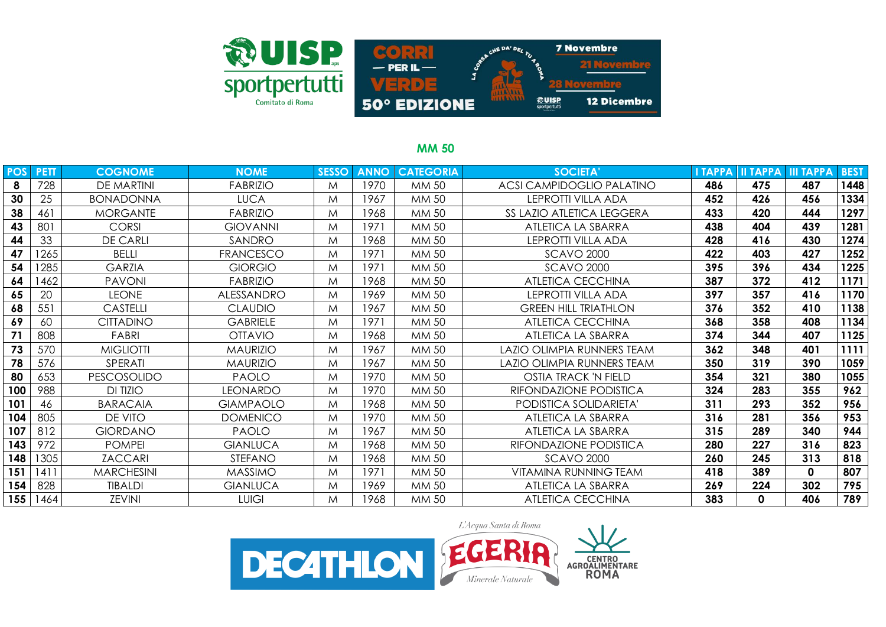## MM 50

| POS | PETT | COGNOME | NOME | SESSO | ANNO | CATEGORIA | SOCIETA' | I TAPPA | II TAPPA | III TAPPA | BEST |
|---|---|---|---|---|---|---|---|---|---|---|---|
| 8 | 728 | DE MARTINI | FABRIZIO | M | 1970 | MM 50 | ACSI CAMPIDOGLIO PALATINO | 486 | 475 | 487 | 1448 |
| 30 | 25 | BONADONNA | LUCA | M | 1967 | MM 50 | LEPROTTI VILLA ADA | 452 | 426 | 456 | 1334 |
| 38 | 461 | MORGANTE | FABRIZIO | M | 1968 | MM 50 | SS LAZIO ATLETICA LEGGERA | 433 | 420 | 444 | 1297 |
| 43 | 801 | CORSI | GIOVANNI | M | 1971 | MM 50 | ATLETICA LA SBARRA | 438 | 404 | 439 | 1281 |
| 44 | 33 | DE CARLI | SANDRO | M | 1968 | MM 50 | LEPROTTI VILLA ADA | 428 | 416 | 430 | 1274 |
| 47 | 1265 | BELLI | FRANCESCO | M | 1971 | MM 50 | SCAVO 2000 | 422 | 403 | 427 | 1252 |
| 54 | 1285 | GARZIA | GIORGIO | M | 1971 | MM 50 | SCAVO 2000 | 395 | 396 | 434 | 1225 |
| 64 | 1462 | PAVONI | FABRIZIO | M | 1968 | MM 50 | ATLETICA CECCHINA | 387 | 372 | 412 | 1171 |
| 65 | 20 | LEONE | ALESSANDRO | M | 1969 | MM 50 | LEPROTTI VILLA ADA | 397 | 357 | 416 | 1170 |
| 68 | 551 | CASTELLI | CLAUDIO | M | 1967 | MM 50 | GREEN HILL TRIATHLON | 376 | 352 | 410 | 1138 |
| 69 | 60 | CITTADINO | GABRIELE | M | 1971 | MM 50 | ATLETICA CECCHINA | 368 | 358 | 408 | 1134 |
| 71 | 808 | FABRI | OTTAVIO | M | 1968 | MM 50 | ATLETICA LA SBARRA | 374 | 344 | 407 | 1125 |
| 73 | 570 | MIGLIOTTI | MAURIZIO | M | 1967 | MM 50 | LAZIO OLIMPIA RUNNERS TEAM | 362 | 348 | 401 | 1111 |
| 78 | 576 | SPERATI | MAURIZIO | M | 1967 | MM 50 | LAZIO OLIMPIA RUNNERS TEAM | 350 | 319 | 390 | 1059 |
| 80 | 653 | PESCOSOLIDO | PAOLO | M | 1970 | MM 50 | OSTIA TRACK 'N FIELD | 354 | 321 | 380 | 1055 |
| 100 | 988 | DI TIZIO | LEONARDO | M | 1970 | MM 50 | RIFONDAZIONE PODISTICA | 324 | 283 | 355 | 962 |
| 101 | 46 | BARACAIA | GIAMPAOLO | M | 1968 | MM 50 | PODISTICA SOLIDARIETA' | 311 | 293 | 352 | 956 |
| 104 | 805 | DE VITO | DOMENICO | M | 1970 | MM 50 | ATLETICA LA SBARRA | 316 | 281 | 356 | 953 |
| 107 | 812 | GIORDANO | PAOLO | M | 1967 | MM 50 | ATLETICA LA SBARRA | 315 | 289 | 340 | 944 |
| 143 | 972 | POMPEI | GIANLUCA | M | 1968 | MM 50 | RIFONDAZIONE PODISTICA | 280 | 227 | 316 | 823 |
| 148 | 1305 | ZACCARI | STEFANO | M | 1968 | MM 50 | SCAVO 2000 | 260 | 245 | 313 | 818 |
| 151 | 1411 | MARCHESINI | MASSIMO | M | 1971 | MM 50 | VITAMINA RUNNING TEAM | 418 | 389 | 0 | 807 |
| 154 | 828 | TIBALDI | GIANLUCA | M | 1969 | MM 50 | ATLETICA LA SBARRA | 269 | 224 | 302 | 795 |
| 155 | 1464 | ZEVINI | LUIGI | M | 1968 | MM 50 | ATLETICA CECCHINA | 383 | 0 | 406 | 789 |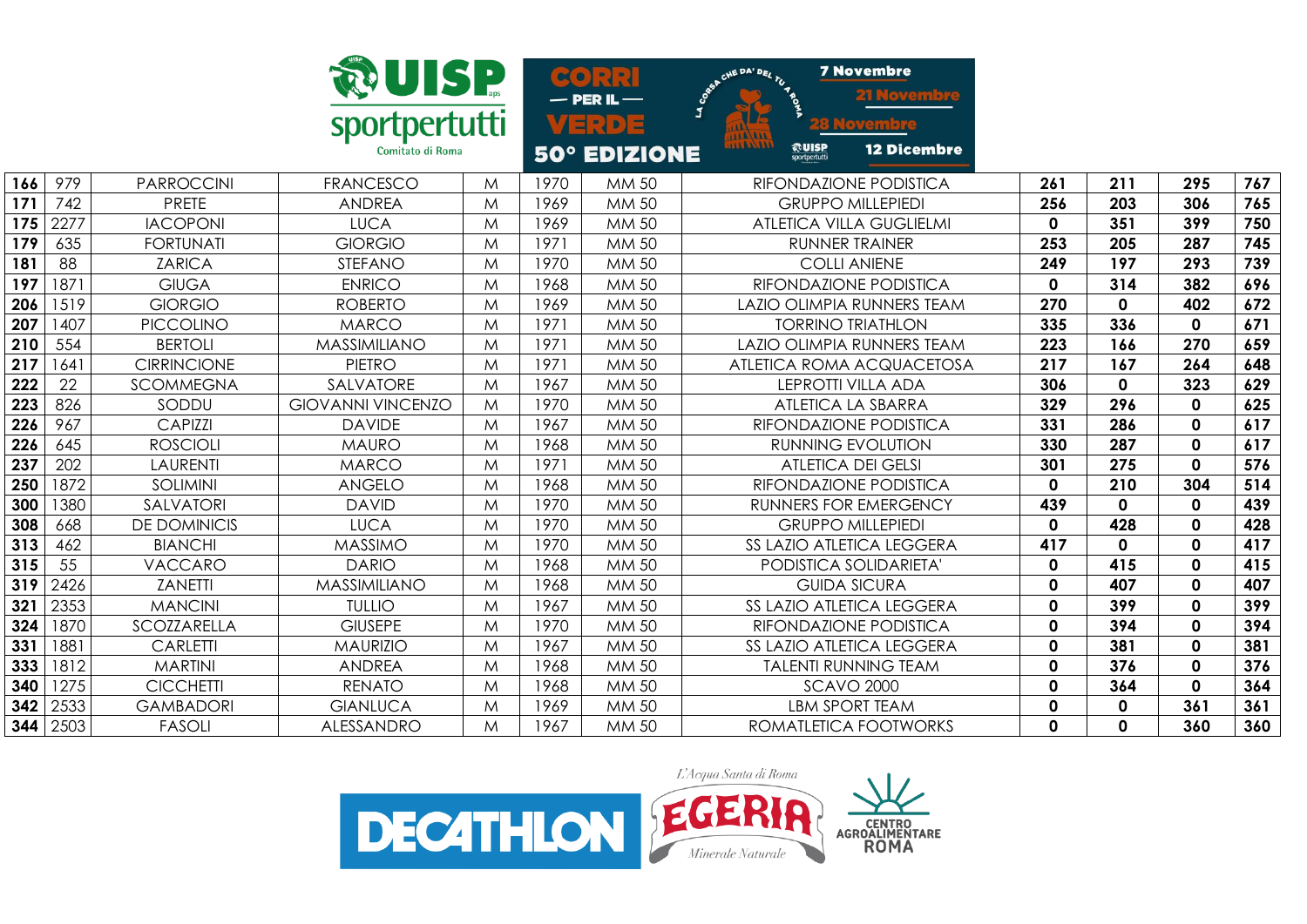| | | | | | | | | | | | |
|---|---|---|---|---|---|---|---|---|---|---|---|
| **166** | 979 | PARROCCINI | FRANCESCO | M | 1970 | MM 50 | RIFONDAZIONE PODISTICA | **261** | **211** | **295** | **767** |
| **171** | 742 | PRETE | ANDREA | M | 1969 | MM 50 | GRUPPO MILLEPIEDI | **256** | **203** | **306** | **765** |
| **175** | 2277 | IACOPONI | LUCA | M | 1969 | MM 50 | ATLETICA VILLA GUGLIELMI | **0** | **351** | **399** | **750** |
| **179** | 635 | FORTUNATI | GIORGIO | M | 1971 | MM 50 | RUNNER TRAINER | **253** | **205** | **287** | **745** |
| **181** | 88 | ZARICA | STEFANO | M | 1970 | MM 50 | COLLI ANIENE | **249** | **197** | **293** | **739** |
| **197** | 1871 | GIUGA | ENRICO | M | 1968 | MM 50 | RIFONDAZIONE PODISTICA | **0** | **314** | **382** | **696** |
| **206** | 1519 | GIORGIO | ROBERTO | M | 1969 | MM 50 | LAZIO OLIMPIA RUNNERS TEAM | **270** | **0** | **402** | **672** |
| **207** | 1407 | PICCOLINO | MARCO | M | 1971 | MM 50 | TORRINO TRIATHLON | **335** | **336** | **0** | **671** |
| **210** | 554 | BERTOLI | MASSIMILIANO | M | 1971 | MM 50 | LAZIO OLIMPIA RUNNERS TEAM | **223** | **166** | **270** | **659** |
| **217** | 1641 | CIRRINCIONE | PIETRO | M | 1971 | MM 50 | ATLETICA ROMA ACQUACETOSA | **217** | **167** | **264** | **648** |
| **222** | 22 | SCOMMEGNA | SALVATORE | M | 1967 | MM 50 | LEPROTTI VILLA ADA | **306** | **0** | **323** | **629** |
| **223** | 826 | SODDU | GIOVANNI VINCENZO | M | 1970 | MM 50 | ATLETICA LA SBARRA | **329** | **296** | **0** | **625** |
| **226** | 967 | CAPIZZI | DAVIDE | M | 1967 | MM 50 | RIFONDAZIONE PODISTICA | **331** | **286** | **0** | **617** |
| **226** | 645 | ROSCIOLI | MAURO | M | 1968 | MM 50 | RUNNING EVOLUTION | **330** | **287** | **0** | **617** |
| **237** | 202 | LAURENTI | MARCO | M | 1971 | MM 50 | ATLETICA DEI GELSI | **301** | **275** | **0** | **576** |
| **250** | 1872 | SOLIMINI | ANGELO | M | 1968 | MM 50 | RIFONDAZIONE PODISTICA | **0** | **210** | **304** | **514** |
| **300** | 1380 | SALVATORI | DAVID | M | 1970 | MM 50 | RUNNERS FOR EMERGENCY | **439** | **0** | **0** | **439** |
| **308** | 668 | DE DOMINICIS | LUCA | M | 1970 | MM 50 | GRUPPO MILLEPIEDI | **0** | **428** | **0** | **428** |
| **313** | 462 | BIANCHI | MASSIMO | M | 1970 | MM 50 | SS LAZIO ATLETICA LEGGERA | **417** | **0** | **0** | **417** |
| **315** | 55 | VACCARO | DARIO | M | 1968 | MM 50 | PODISTICA SOLIDARIETA' | **0** | **415** | **0** | **415** |
| **319** | 2426 | ZANETTI | MASSIMILIANO | M | 1968 | MM 50 | GUIDA SICURA | **0** | **407** | **0** | **407** |
| **321** | 2353 | MANCINI | TULLIO | M | 1967 | MM 50 | SS LAZIO ATLETICA LEGGERA | **0** | **399** | **0** | **399** |
| **324** | 1870 | SCOZZARELLA | GIUSEPE | M | 1970 | MM 50 | RIFONDAZIONE PODISTICA | **0** | **394** | **0** | **394** |
| **331** | 1881 | CARLETTI | MAURIZIO | M | 1967 | MM 50 | SS LAZIO ATLETICA LEGGERA | **0** | **381** | **0** | **381** |
| **333** | 1812 | MARTINI | ANDREA | M | 1968 | MM 50 | TALENTI RUNNING TEAM | **0** | **376** | **0** | **376** |
| **340** | 1275 | CICCHETTI | RENATO | M | 1968 | MM 50 | SCAVO 2000 | **0** | **364** | **0** | **364** |
| **342** | 2533 | GAMBADORI | GIANLUCA | M | 1969 | MM 50 | LBM SPORT TEAM | **0** | **0** | **361** | **361** |
| **344** | 2503 | FASOLI | ALESSANDRO | M | 1967 | MM 50 | ROMATLETICA FOOTWORKS | **0** | **0** | **360** | **360** |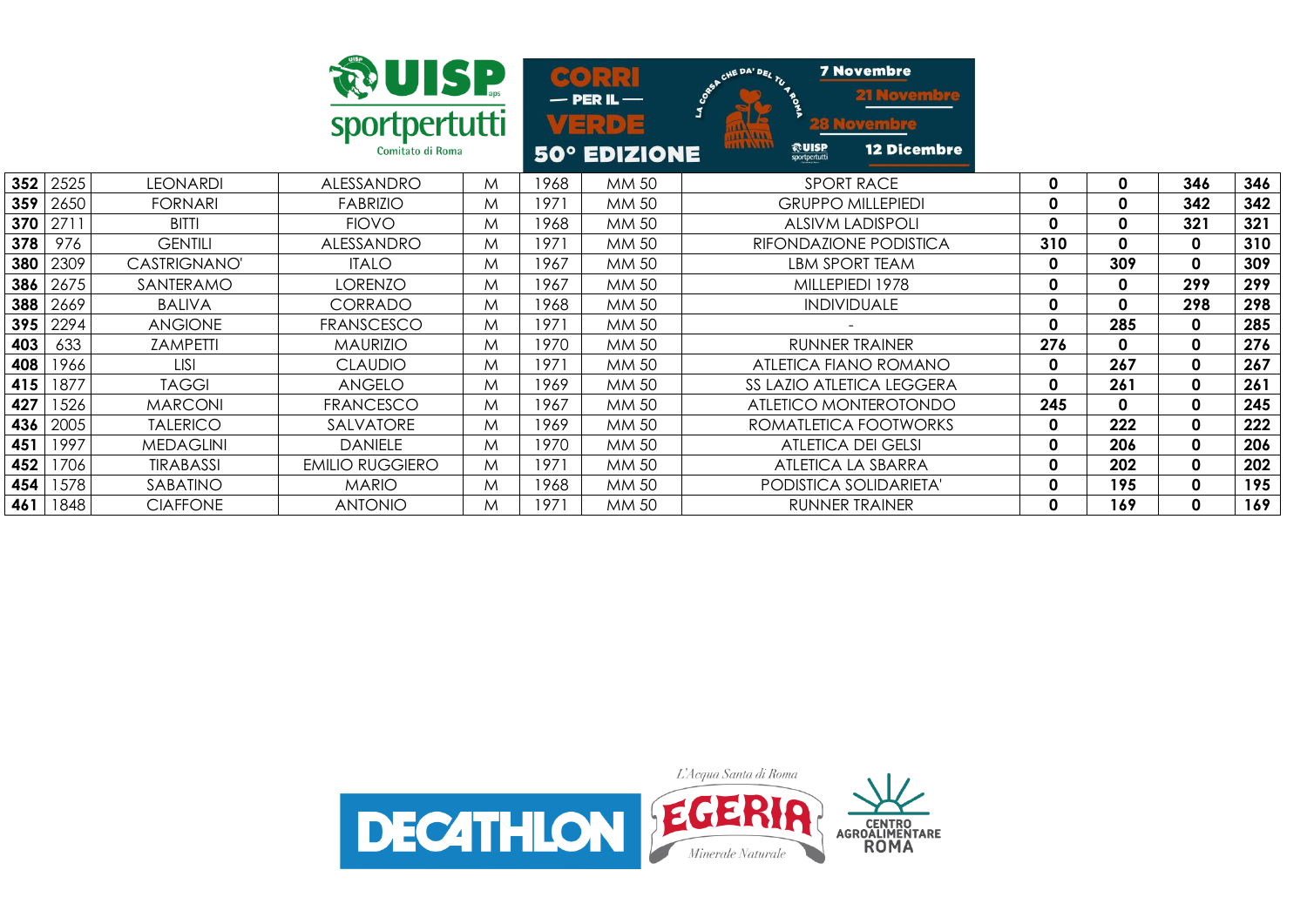| | | | | | | | | | | | |
|---|---|---|---|---|---|---|---|---|---|---|---|
| **352** | 2525 | LEONARDI | ALESSANDRO | M | 1968 | MM 50 | SPORT RACE | **0** | **0** | **346** | **346** |
| **359** | 2650 | FORNARI | FABRIZIO | M | 1971 | MM 50 | GRUPPO MILLEPIEDI | **0** | **0** | **342** | **342** |
| **370** | 2711 | BITTI | FIOVO | M | 1968 | MM 50 | ALSIVM LADISPOLI | **0** | **0** | **321** | **321** |
| **378** | 976 | GENTILI | ALESSANDRO | M | 1971 | MM 50 | RIFONDAZIONE PODISTICA | **310** | **0** | **0** | **310** |
| **380** | 2309 | CASTRIGNANO' | ITALO | M | 1967 | MM 50 | LBM SPORT TEAM | **0** | **309** | **0** | **309** |
| **386** | 2675 | SANTERAMO | LORENZO | M | 1967 | MM 50 | MILLEPIEDI 1978 | **0** | **0** | **299** | **299** |
| **388** | 2669 | BALIVA | CORRADO | M | 1968 | MM 50 | INDIVIDUALE | **0** | **0** | **298** | **298** |
| **395** | 2294 | ANGIONE | FRANSCESCO | M | 1971 | MM 50 | - | **0** | **285** | **0** | **285** |
| **403** | 633 | ZAMPETTI | MAURIZIO | M | 1970 | MM 50 | RUNNER TRAINER | **276** | **0** | **0** | **276** |
| **408** | 1966 | LISI | CLAUDIO | M | 1971 | MM 50 | ATLETICA FIANO ROMANO | **0** | **267** | **0** | **267** |
| **415** | 1877 | TAGGI | ANGELO | M | 1969 | MM 50 | SS LAZIO ATLETICA LEGGERA | **0** | **261** | **0** | **261** |
| **427** | 1526 | MARCONI | FRANCESCO | M | 1967 | MM 50 | ATLETICO MONTEROTONDO | **245** | **0** | **0** | **245** |
| **436** | 2005 | TALERICO | SALVATORE | M | 1969 | MM 50 | ROMATLETICA FOOTWORKS | **0** | **222** | **0** | **222** |
| **451** | 1997 | MEDAGLINI | DANIELE | M | 1970 | MM 50 | ATLETICA DEI GELSI | **0** | **206** | **0** | **206** |
| **452** | 1706 | TIRABASSI | EMILIO RUGGIERO | M | 1971 | MM 50 | ATLETICA LA SBARRA | **0** | **202** | **0** | **202** |
| **454** | 1578 | SABATINO | MARIO | M | 1968 | MM 50 | PODISTICA SOLIDARIETA' | **0** | **195** | **0** | **195** |
| **461** | 1848 | CIAFFONE | ANTONIO | M | 1971 | MM 50 | RUNNER TRAINER | **0** | **169** | **0** | **169** |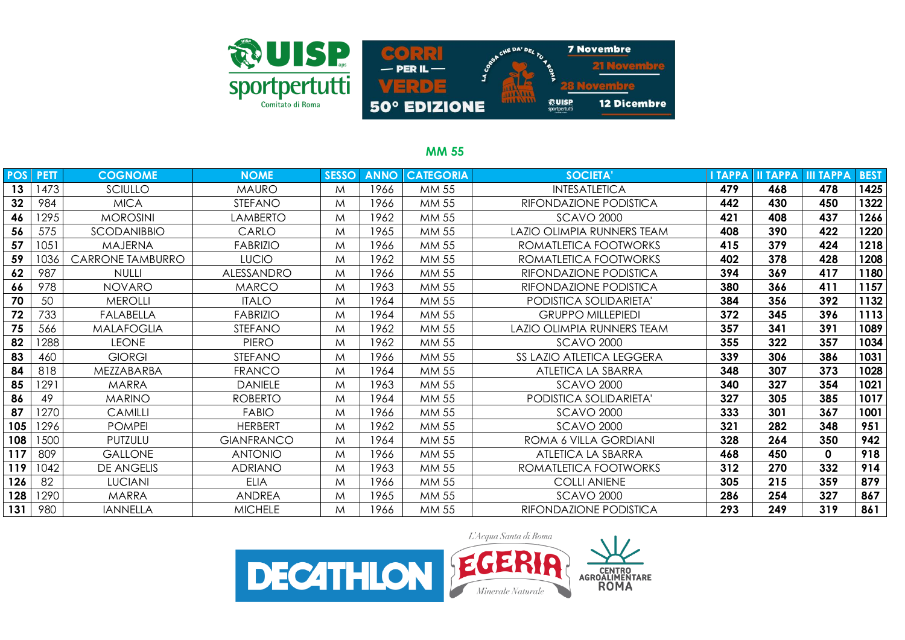## MM 55

| POS | PETT | COGNOME | NOME | SESSO | ANNO | CATEGORIA | SOCIETA' | I TAPPA | II TAPPA | III TAPPA | BEST |
|---|---|---|---|---|---|---|---|---|---|---|---|
| 13 | 1473 | SCIULLO | MAURO | M | 1966 | MM 55 | INTESATLETICA | 479 | 468 | 478 | 1425 |
| 32 | 984 | MICA | STEFANO | M | 1966 | MM 55 | RIFONDAZIONE PODISTICA | 442 | 430 | 450 | 1322 |
| 46 | 1295 | MOROSINI | LAMBERTO | M | 1962 | MM 55 | SCAVO 2000 | 421 | 408 | 437 | 1266 |
| 56 | 575 | SCODANIBBIO | CARLO | M | 1965 | MM 55 | LAZIO OLIMPIA RUNNERS TEAM | 408 | 390 | 422 | 1220 |
| 57 | 1051 | MAJERNA | FABRIZIO | M | 1966 | MM 55 | ROMATLETICA FOOTWORKS | 415 | 379 | 424 | 1218 |
| 59 | 1036 | CARRONE TAMBURRO | LUCIO | M | 1962 | MM 55 | ROMATLETICA FOOTWORKS | 402 | 378 | 428 | 1208 |
| 62 | 987 | NULLI | ALESSANDRO | M | 1966 | MM 55 | RIFONDAZIONE PODISTICA | 394 | 369 | 417 | 1180 |
| 66 | 978 | NOVARO | MARCO | M | 1963 | MM 55 | RIFONDAZIONE PODISTICA | 380 | 366 | 411 | 1157 |
| 70 | 50 | MEROLLI | ITALO | M | 1964 | MM 55 | PODISTICA SOLIDARIETA' | 384 | 356 | 392 | 1132 |
| 72 | 733 | FALABELLA | FABRIZIO | M | 1964 | MM 55 | GRUPPO MILLEPIEDI | 372 | 345 | 396 | 1113 |
| 75 | 566 | MALAFOGLIA | STEFANO | M | 1962 | MM 55 | LAZIO OLIMPIA RUNNERS TEAM | 357 | 341 | 391 | 1089 |
| 82 | 1288 | LEONE | PIERO | M | 1962 | MM 55 | SCAVO 2000 | 355 | 322 | 357 | 1034 |
| 83 | 460 | GIORGI | STEFANO | M | 1966 | MM 55 | SS LAZIO ATLETICA LEGGERA | 339 | 306 | 386 | 1031 |
| 84 | 818 | MEZZABARBA | FRANCO | M | 1964 | MM 55 | ATLETICA LA SBARRA | 348 | 307 | 373 | 1028 |
| 85 | 1291 | MARRA | DANIELE | M | 1963 | MM 55 | SCAVO 2000 | 340 | 327 | 354 | 1021 |
| 86 | 49 | MARINO | ROBERTO | M | 1964 | MM 55 | PODISTICA SOLIDARIETA' | 327 | 305 | 385 | 1017 |
| 87 | 1270 | CAMILLI | FABIO | M | 1966 | MM 55 | SCAVO 2000 | 333 | 301 | 367 | 1001 |
| 105 | 1296 | POMPEI | HERBERT | M | 1962 | MM 55 | SCAVO 2000 | 321 | 282 | 348 | 951 |
| 108 | 1500 | PUTZULU | GIANFRANCO | M | 1964 | MM 55 | ROMA 6 VILLA GORDIANI | 328 | 264 | 350 | 942 |
| 117 | 809 | GALLONE | ANTONIO | M | 1966 | MM 55 | ATLETICA LA SBARRA | 468 | 450 | 0 | 918 |
| 119 | 1042 | DE ANGELIS | ADRIANO | M | 1963 | MM 55 | ROMATLETICA FOOTWORKS | 312 | 270 | 332 | 914 |
| 126 | 82 | LUCIANI | ELIA | M | 1966 | MM 55 | COLLI ANIENE | 305 | 215 | 359 | 879 |
| 128 | 1290 | MARRA | ANDREA | M | 1965 | MM 55 | SCAVO 2000 | 286 | 254 | 327 | 867 |
| 131 | 980 | IANNELLA | MICHELE | M | 1966 | MM 55 | RIFONDAZIONE PODISTICA | 293 | 249 | 319 | 861 |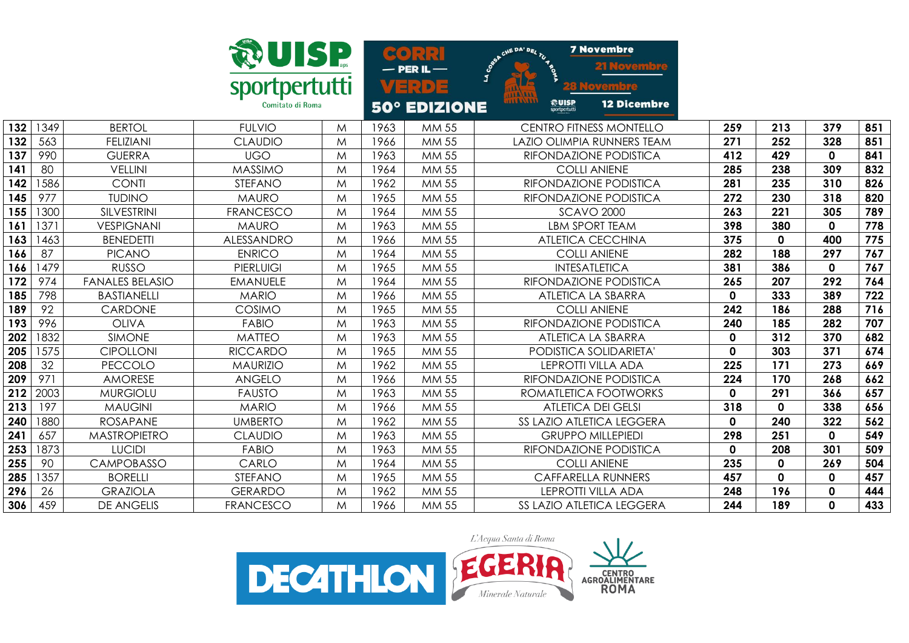| | | | | | | | | | | | |
|---|---|---|---|---|---|---|---|---|---|---|---|
| **132** | 1349 | BERTOL | FULVIO | M | 1963 | MM 55 | CENTRO FITNESS MONTELLO | **259** | **213** | **379** | **851** |
| **132** | 563 | FELIZIANI | CLAUDIO | M | 1966 | MM 55 | LAZIO OLIMPIA RUNNERS TEAM | **271** | **252** | **328** | **851** |
| **137** | 990 | GUERRA | UGO | M | 1963 | MM 55 | RIFONDAZIONE PODISTICA | **412** | **429** | **0** | **841** |
| **141** | 80 | VELLINI | MASSIMO | M | 1964 | MM 55 | COLLI ANIENE | **285** | **238** | **309** | **832** |
| **142** | 1586 | CONTI | STEFANO | M | 1962 | MM 55 | RIFONDAZIONE PODISTICA | **281** | **235** | **310** | **826** |
| **145** | 977 | TUDINO | MAURO | M | 1965 | MM 55 | RIFONDAZIONE PODISTICA | **272** | **230** | **318** | **820** |
| **155** | 1300 | SILVESTRINI | FRANCESCO | M | 1964 | MM 55 | SCAVO 2000 | **263** | **221** | **305** | **789** |
| **161** | 1371 | VESPIGNANI | MAURO | M | 1963 | MM 55 | LBM SPORT TEAM | **398** | **380** | **0** | **778** |
| **163** | 1463 | BENEDETTI | ALESSANDRO | M | 1966 | MM 55 | ATLETICA CECCHINA | **375** | **0** | **400** | **775** |
| **166** | 87 | PICANO | ENRICO | M | 1964 | MM 55 | COLLI ANIENE | **282** | **188** | **297** | **767** |
| **166** | 1479 | RUSSO | PIERLUIGI | M | 1965 | MM 55 | INTESATLETICA | **381** | **386** | **0** | **767** |
| **172** | 974 | FANALES BELASIO | EMANUELE | M | 1964 | MM 55 | RIFONDAZIONE PODISTICA | **265** | **207** | **292** | **764** |
| **185** | 798 | BASTIANELLI | MARIO | M | 1966 | MM 55 | ATLETICA LA SBARRA | **0** | **333** | **389** | **722** |
| **189** | 92 | CARDONE | COSIMO | M | 1965 | MM 55 | COLLI ANIENE | **242** | **186** | **288** | **716** |
| **193** | 996 | OLIVA | FABIO | M | 1963 | MM 55 | RIFONDAZIONE PODISTICA | **240** | **185** | **282** | **707** |
| **202** | 1832 | SIMONE | MATTEO | M | 1963 | MM 55 | ATLETICA LA SBARRA | **0** | **312** | **370** | **682** |
| **205** | 1575 | CIPOLLONI | RICCARDO | M | 1965 | MM 55 | PODISTICA SOLIDARIETA' | **0** | **303** | **371** | **674** |
| **208** | 32 | PECCOLO | MAURIZIO | M | 1962 | MM 55 | LEPROTTI VILLA ADA | **225** | **171** | **273** | **669** |
| **209** | 971 | AMORESE | ANGELO | M | 1966 | MM 55 | RIFONDAZIONE PODISTICA | **224** | **170** | **268** | **662** |
| **212** | 2003 | MURGIOLU | FAUSTO | M | 1963 | MM 55 | ROMATLETICA FOOTWORKS | **0** | **291** | **366** | **657** |
| **213** | 197 | MAUGINI | MARIO | M | 1966 | MM 55 | ATLETICA DEI GELSI | **318** | **0** | **338** | **656** |
| **240** | 1880 | ROSAPANE | UMBERTO | M | 1962 | MM 55 | SS LAZIO ATLETICA LEGGERA | **0** | **240** | **322** | **562** |
| **241** | 657 | MASTROPIETRO | CLAUDIO | M | 1963 | MM 55 | GRUPPO MILLEPIEDI | **298** | **251** | **0** | **549** |
| **253** | 1873 | LUCIDI | FABIO | M | 1963 | MM 55 | RIFONDAZIONE PODISTICA | **0** | **208** | **301** | **509** |
| **255** | 90 | CAMPOBASSO | CARLO | M | 1964 | MM 55 | COLLI ANIENE | **235** | **0** | **269** | **504** |
| **285** | 1357 | BORELLI | STEFANO | M | 1965 | MM 55 | CAFFARELLA RUNNERS | **457** | **0** | **0** | **457** |
| **296** | 26 | GRAZIOLA | GERARDO | M | 1962 | MM 55 | LEPROTTI VILLA ADA | **248** | **196** | **0** | **444** |
| **306** | 459 | DE ANGELIS | FRANCESCO | M | 1966 | MM 55 | SS LAZIO ATLETICA LEGGERA | **244** | **189** | **0** | **433** |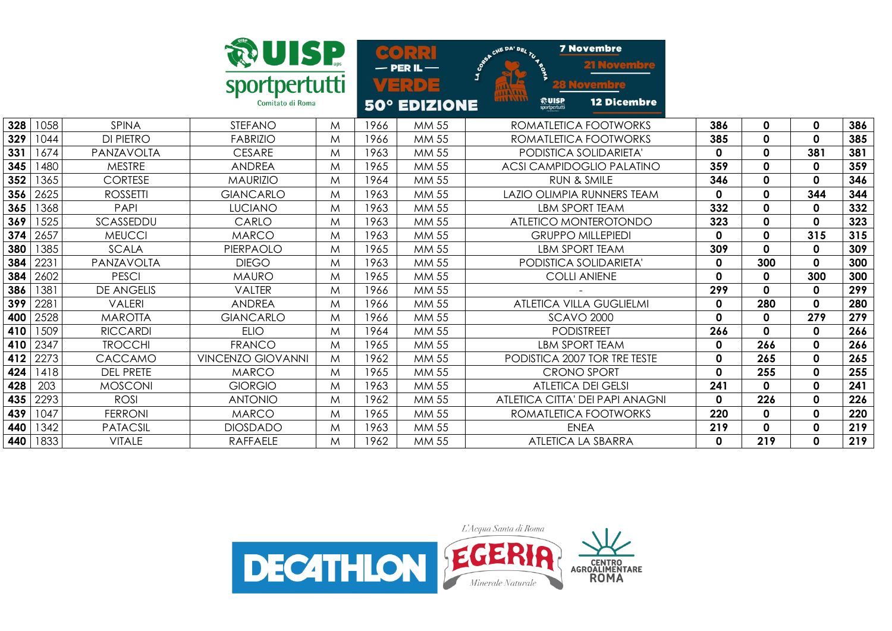| | | | | | | | | | | | |
|---|---|---|---|---|---|---|---|---|---|---|---|
| **328** | 1058 | SPINA | STEFANO | M | 1966 | MM 55 | ROMATLETICA FOOTWORKS | **386** | **0** | **0** | **386** |
| **329** | 1044 | DI PIETRO | FABRIZIO | M | 1966 | MM 55 | ROMATLETICA FOOTWORKS | **385** | **0** | **0** | **385** |
| **331** | 1674 | PANZAVOLTA | CESARE | M | 1963 | MM 55 | PODISTICA SOLIDARIETA' | **0** | **0** | **381** | **381** |
| **345** | 1480 | MESTRE | ANDREA | M | 1965 | MM 55 | ACSI CAMPIDOGLIO PALATINO | **359** | **0** | **0** | **359** |
| **352** | 1365 | CORTESE | MAURIZIO | M | 1964 | MM 55 | RUN & SMILE | **346** | **0** | **0** | **346** |
| **356** | 2625 | ROSSETTI | GIANCARLO | M | 1963 | MM 55 | LAZIO OLIMPIA RUNNERS TEAM | **0** | **0** | **344** | **344** |
| **365** | 1368 | PAPI | LUCIANO | M | 1963 | MM 55 | LBM SPORT TEAM | **332** | **0** | **0** | **332** |
| **369** | 1525 | SCASSEDDU | CARLO | M | 1963 | MM 55 | ATLETICO MONTEROTONDO | **323** | **0** | **0** | **323** |
| **374** | 2657 | MEUCCI | MARCO | M | 1963 | MM 55 | GRUPPO MILLEPIEDI | **0** | **0** | **315** | **315** |
| **380** | 1385 | SCALA | PIERPAOLO | M | 1965 | MM 55 | LBM SPORT TEAM | **309** | **0** | **0** | **309** |
| **384** | 2231 | PANZAVOLTA | DIEGO | M | 1963 | MM 55 | PODISTICA SOLIDARIETA' | **0** | **300** | **0** | **300** |
| **384** | 2602 | PESCI | MAURO | M | 1965 | MM 55 | COLLI ANIENE | **0** | **0** | **300** | **300** |
| **386** | 1381 | DE ANGELIS | VALTER | M | 1966 | MM 55 | - | **299** | **0** | **0** | **299** |
| **399** | 2281 | VALERI | ANDREA | M | 1966 | MM 55 | ATLETICA VILLA GUGLIELMI | **0** | **280** | **0** | **280** |
| **400** | 2528 | MAROTTA | GIANCARLO | M | 1966 | MM 55 | SCAVO 2000 | **0** | **0** | **279** | **279** |
| **410** | 1509 | RICCARDI | ELIO | M | 1964 | MM 55 | PODISTREET | **266** | **0** | **0** | **266** |
| **410** | 2347 | TROCCHI | FRANCO | M | 1965 | MM 55 | LBM SPORT TEAM | **0** | **266** | **0** | **266** |
| **412** | 2273 | CACCAMO | VINCENZO GIOVANNI | M | 1962 | MM 55 | PODISTICA 2007 TOR TRE TESTE | **0** | **265** | **0** | **265** |
| **424** | 1418 | DEL PRETE | MARCO | M | 1965 | MM 55 | CRONO SPORT | **0** | **255** | **0** | **255** |
| **428** | 203 | MOSCONI | GIORGIO | M | 1963 | MM 55 | ATLETICA DEI GELSI | **241** | **0** | **0** | **241** |
| **435** | 2293 | ROSI | ANTONIO | M | 1962 | MM 55 | ATLETICA CITTA' DEI PAPI ANAGNI | **0** | **226** | **0** | **226** |
| **439** | 1047 | FERRONI | MARCO | M | 1965 | MM 55 | ROMATLETICA FOOTWORKS | **220** | **0** | **0** | **220** |
| **440** | 1342 | PATACSIL | DIOSDADO | M | 1963 | MM 55 | ENEA | **219** | **0** | **0** | **219** |
| **440** | 1833 | VITALE | RAFFAELE | M | 1962 | MM 55 | ATLETICA LA SBARRA | **0** | **219** | **0** | **219** |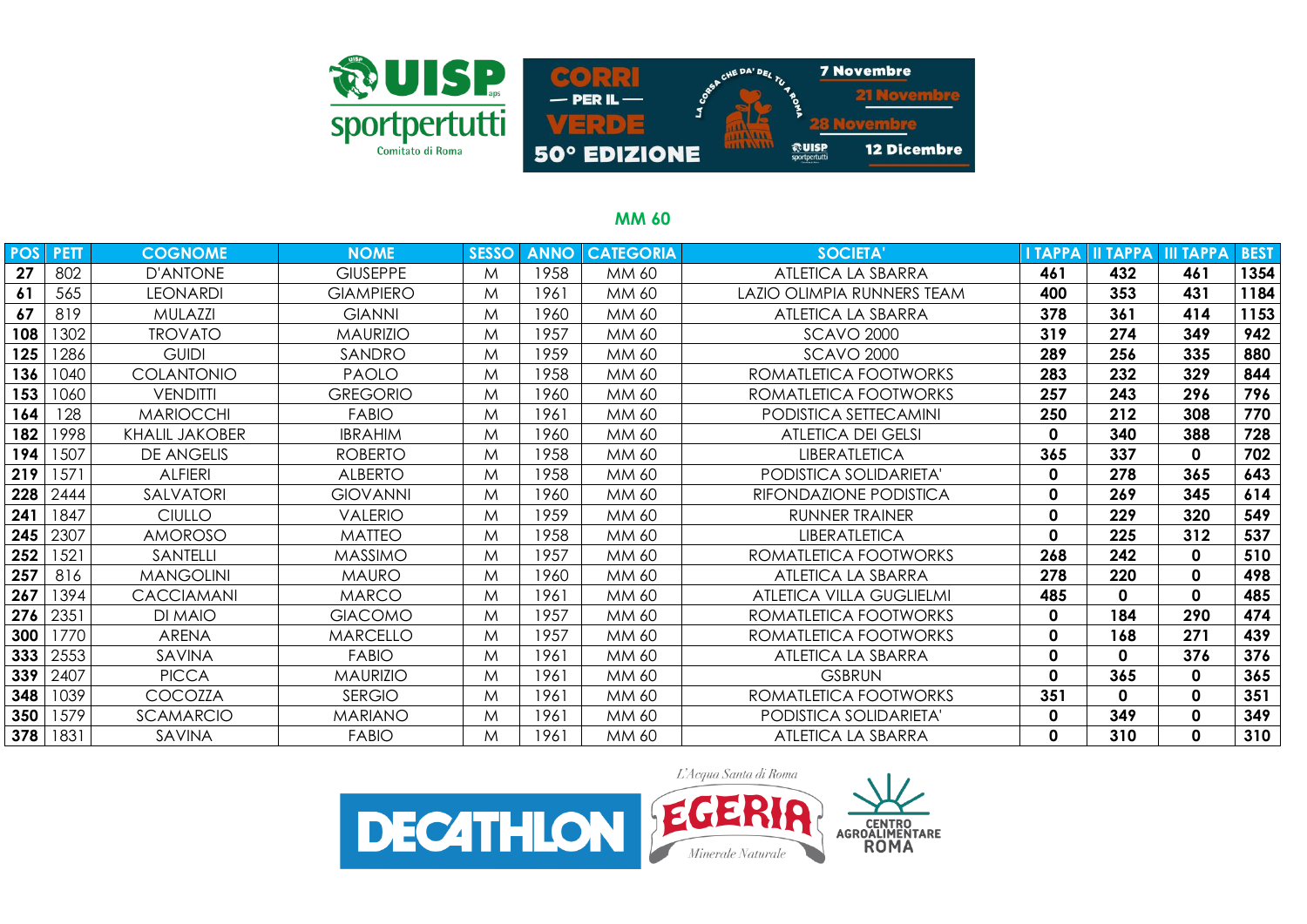## MM 60

| POS | PETT | COGNOME | NOME | SESSO | ANNO | CATEGORIA | SOCIETA' | I TAPPA | II TAPPA | III TAPPA | BEST |
|---|---|---|---|---|---|---|---|---|---|---|---|
| 27 | 802 | D'ANTONE | GIUSEPPE | M | 1958 | MM 60 | ATLETICA LA SBARRA | 461 | 432 | 461 | 1354 |
| 61 | 565 | LEONARDI | GIAMPIERO | M | 1961 | MM 60 | LAZIO OLIMPIA RUNNERS TEAM | 400 | 353 | 431 | 1184 |
| 67 | 819 | MULAZZI | GIANNI | M | 1960 | MM 60 | ATLETICA LA SBARRA | 378 | 361 | 414 | 1153 |
| 108 | 1302 | TROVATO | MAURIZIO | M | 1957 | MM 60 | SCAVO 2000 | 319 | 274 | 349 | 942 |
| 125 | 1286 | GUIDI | SANDRO | M | 1959 | MM 60 | SCAVO 2000 | 289 | 256 | 335 | 880 |
| 136 | 1040 | COLANTONIO | PAOLO | M | 1958 | MM 60 | ROMATLETICA FOOTWORKS | 283 | 232 | 329 | 844 |
| 153 | 1060 | VENDITTI | GREGORIO | M | 1960 | MM 60 | ROMATLETICA FOOTWORKS | 257 | 243 | 296 | 796 |
| 164 | 128 | MARIOCCHI | FABIO | M | 1961 | MM 60 | PODISTICA SETTECAMINI | 250 | 212 | 308 | 770 |
| 182 | 1998 | KHALIL JAKOBER | IBRAHIM | M | 1960 | MM 60 | ATLETICA DEI GELSI | 0 | 340 | 388 | 728 |
| 194 | 1507 | DE ANGELIS | ROBERTO | M | 1958 | MM 60 | LIBERATLETICA | 365 | 337 | 0 | 702 |
| 219 | 1571 | ALFIERI | ALBERTO | M | 1958 | MM 60 | PODISTICA SOLIDARIETA' | 0 | 278 | 365 | 643 |
| 228 | 2444 | SALVATORI | GIOVANNI | M | 1960 | MM 60 | RIFONDAZIONE PODISTICA | 0 | 269 | 345 | 614 |
| 241 | 1847 | CIULLO | VALERIO | M | 1959 | MM 60 | RUNNER TRAINER | 0 | 229 | 320 | 549 |
| 245 | 2307 | AMOROSO | MATTEO | M | 1958 | MM 60 | LIBERATLETICA | 0 | 225 | 312 | 537 |
| 252 | 1521 | SANTELLI | MASSIMO | M | 1957 | MM 60 | ROMATLETICA FOOTWORKS | 268 | 242 | 0 | 510 |
| 257 | 816 | MANGOLINI | MAURO | M | 1960 | MM 60 | ATLETICA LA SBARRA | 278 | 220 | 0 | 498 |
| 267 | 1394 | CACCIAMANI | MARCO | M | 1961 | MM 60 | ATLETICA VILLA GUGLIELMI | 485 | 0 | 0 | 485 |
| 276 | 2351 | DI MAIO | GIACOMO | M | 1957 | MM 60 | ROMATLETICA FOOTWORKS | 0 | 184 | 290 | 474 |
| 300 | 1770 | ARENA | MARCELLO | M | 1957 | MM 60 | ROMATLETICA FOOTWORKS | 0 | 168 | 271 | 439 |
| 333 | 2553 | SAVINA | FABIO | M | 1961 | MM 60 | ATLETICA LA SBARRA | 0 | 0 | 376 | 376 |
| 339 | 2407 | PICCA | MAURIZIO | M | 1961 | MM 60 | GSBRUN | 0 | 365 | 0 | 365 |
| 348 | 1039 | COCOZZA | SERGIO | M | 1961 | MM 60 | ROMATLETICA FOOTWORKS | 351 | 0 | 0 | 351 |
| 350 | 1579 | SCAMARCIO | MARIANO | M | 1961 | MM 60 | PODISTICA SOLIDARIETA' | 0 | 349 | 0 | 349 |
| 378 | 1831 | SAVINA | FABIO | M | 1961 | MM 60 | ATLETICA LA SBARRA | 0 | 310 | 0 | 310 |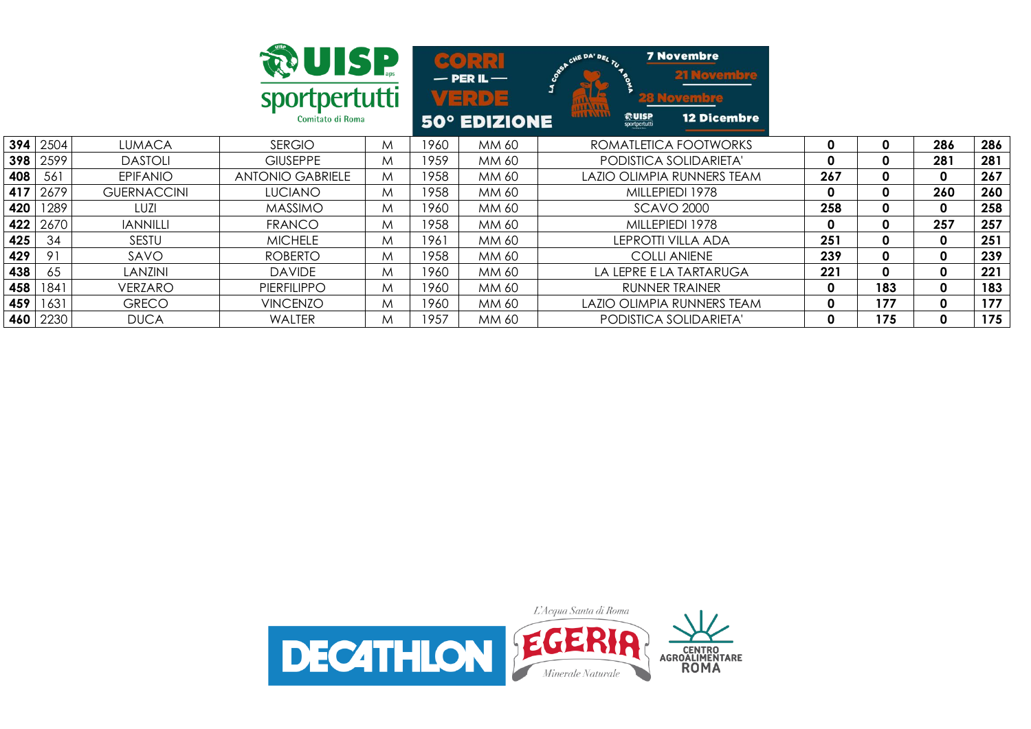| | | | | | | | | | | | |
|---|---|---|---|---|---|---|---|---|---|---|---|
| **394** | 2504 | LUMACA | SERGIO | M | 1960 | MM 60 | ROMATLETICA FOOTWORKS | **0** | **0** | **286** | **286** |
| **398** | 2599 | DASTOLI | GIUSEPPE | M | 1959 | MM 60 | PODISTICA SOLIDARIETA' | **0** | **0** | **281** | **281** |
| **408** | 561 | EPIFANIO | ANTONIO GABRIELE | M | 1958 | MM 60 | LAZIO OLIMPIA RUNNERS TEAM | **267** | **0** | **0** | **267** |
| **417** | 2679 | GUERNACCINI | LUCIANO | M | 1958 | MM 60 | MILLEPIEDI 1978 | **0** | **0** | **260** | **260** |
| **420** | 1289 | LUZI | MASSIMO | M | 1960 | MM 60 | SCAVO 2000 | **258** | **0** | **0** | **258** |
| **422** | 2670 | IANNILLI | FRANCO | M | 1958 | MM 60 | MILLEPIEDI 1978 | **0** | **0** | **257** | **257** |
| **425** | 34 | SESTU | MICHELE | M | 1961 | MM 60 | LEPROTTI VILLA ADA | **251** | **0** | **0** | **251** |
| **429** | 91 | SAVO | ROBERTO | M | 1958 | MM 60 | COLLI ANIENE | **239** | **0** | **0** | **239** |
| **438** | 65 | LANZINI | DAVIDE | M | 1960 | MM 60 | LA LEPRE E LA TARTARUGA | **221** | **0** | **0** | **221** |
| **458** | 1841 | VERZARO | PIERFILIPPO | M | 1960 | MM 60 | RUNNER TRAINER | **0** | **183** | **0** | **183** |
| **459** | 1631 | GRECO | VINCENZO | M | 1960 | MM 60 | LAZIO OLIMPIA RUNNERS TEAM | **0** | **177** | **0** | **177** |
| **460** | 2230 | DUCA | WALTER | M | 1957 | MM 60 | PODISTICA SOLIDARIETA' | **0** | **175** | **0** | **175** |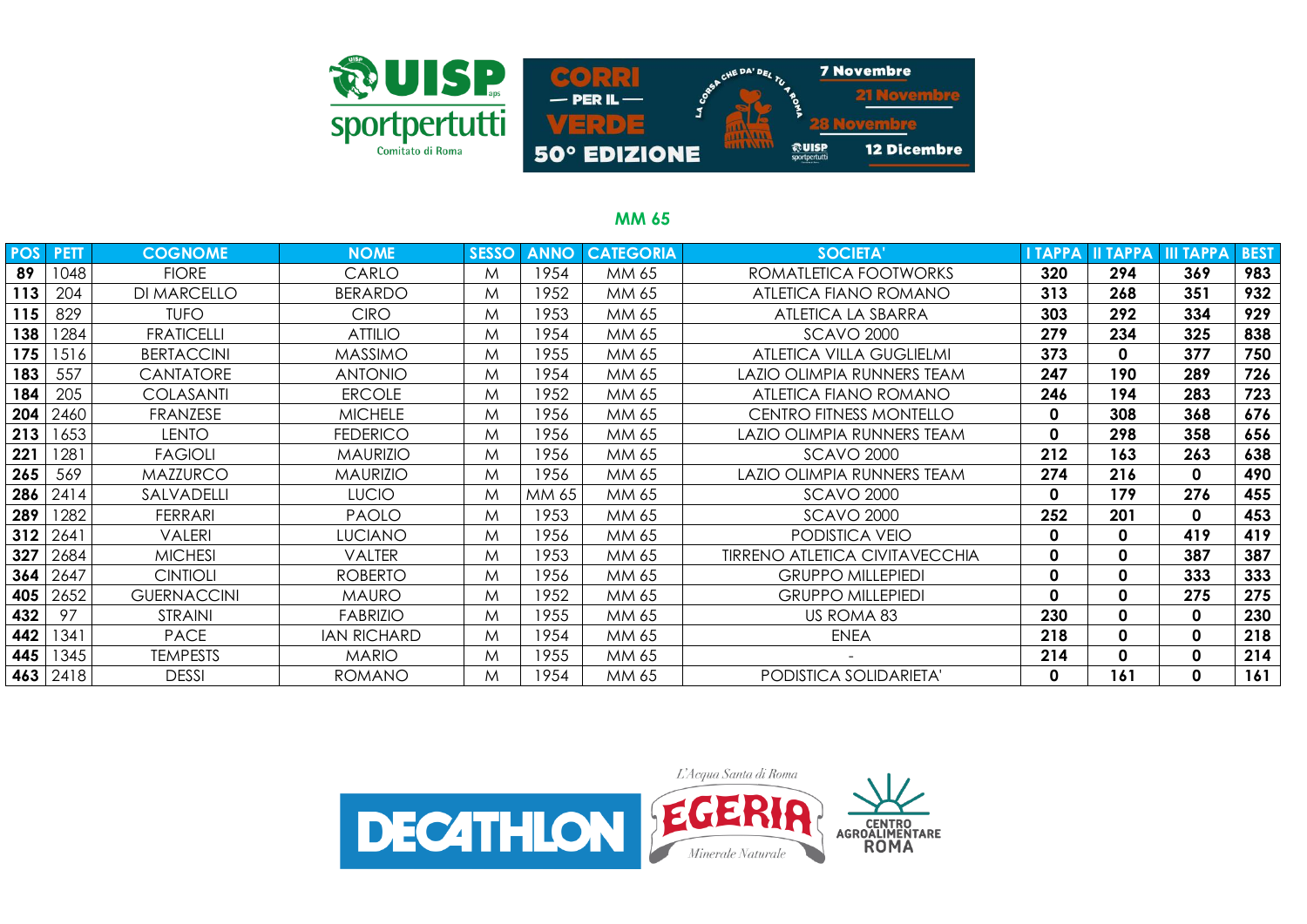## MM 65

| POS | PETT | COGNOME | NOME | SESSO | ANNO | CATEGORIA | SOCIETA' | I TAPPA | II TAPPA | III TAPPA | BEST |
|---|---|---|---|---|---|---|---|---|---|---|---|
| 89 | 1048 | FIORE | CARLO | M | 1954 | MM 65 | ROMATLETICA FOOTWORKS | 320 | 294 | 369 | 983 |
| 113 | 204 | DI MARCELLO | BERARDO | M | 1952 | MM 65 | ATLETICA FIANO ROMANO | 313 | 268 | 351 | 932 |
| 115 | 829 | TUFO | CIRO | M | 1953 | MM 65 | ATLETICA LA SBARRA | 303 | 292 | 334 | 929 |
| 138 | 1284 | FRATICELLI | ATTILIO | M | 1954 | MM 65 | SCAVO 2000 | 279 | 234 | 325 | 838 |
| 175 | 1516 | BERTACCINI | MASSIMO | M | 1955 | MM 65 | ATLETICA VILLA GUGLIELMI | 373 | 0 | 377 | 750 |
| 183 | 557 | CANTATORE | ANTONIO | M | 1954 | MM 65 | LAZIO OLIMPIA RUNNERS TEAM | 247 | 190 | 289 | 726 |
| 184 | 205 | COLASANTI | ERCOLE | M | 1952 | MM 65 | ATLETICA FIANO ROMANO | 246 | 194 | 283 | 723 |
| 204 | 2460 | FRANZESE | MICHELE | M | 1956 | MM 65 | CENTRO FITNESS MONTELLO | 0 | 308 | 368 | 676 |
| 213 | 1653 | LENTO | FEDERICO | M | 1956 | MM 65 | LAZIO OLIMPIA RUNNERS TEAM | 0 | 298 | 358 | 656 |
| 221 | 1281 | FAGIOLI | MAURIZIO | M | 1956 | MM 65 | SCAVO 2000 | 212 | 163 | 263 | 638 |
| 265 | 569 | MAZZURCO | MAURIZIO | M | 1956 | MM 65 | LAZIO OLIMPIA RUNNERS TEAM | 274 | 216 | 0 | 490 |
| 286 | 2414 | SALVADELLI | LUCIO | M | MM 65 | MM 65 | SCAVO 2000 | 0 | 179 | 276 | 455 |
| 289 | 1282 | FERRARI | PAOLO | M | 1953 | MM 65 | SCAVO 2000 | 252 | 201 | 0 | 453 |
| 312 | 2641 | VALERI | LUCIANO | M | 1956 | MM 65 | PODISTICA VEIO | 0 | 0 | 419 | 419 |
| 327 | 2684 | MICHESI | VALTER | M | 1953 | MM 65 | TIRRENO ATLETICA CIVITAVECCHIA | 0 | 0 | 387 | 387 |
| 364 | 2647 | CINTIOLI | ROBERTO | M | 1956 | MM 65 | GRUPPO MILLEPIEDI | 0 | 0 | 333 | 333 |
| 405 | 2652 | GUERNACCINI | MAURO | M | 1952 | MM 65 | GRUPPO MILLEPIEDI | 0 | 0 | 275 | 275 |
| 432 | 97 | STRAINI | FABRIZIO | M | 1955 | MM 65 | US ROMA 83 | 230 | 0 | 0 | 230 |
| 442 | 1341 | PACE | IAN RICHARD | M | 1954 | MM 65 | ENEA | 218 | 0 | 0 | 218 |
| 445 | 1345 | TEMPESTS | MARIO | M | 1955 | MM 65 | - | 214 | 0 | 0 | 214 |
| 463 | 2418 | DESSI | ROMANO | M | 1954 | MM 65 | PODISTICA SOLIDARIETA' | 0 | 161 | 0 | 161 |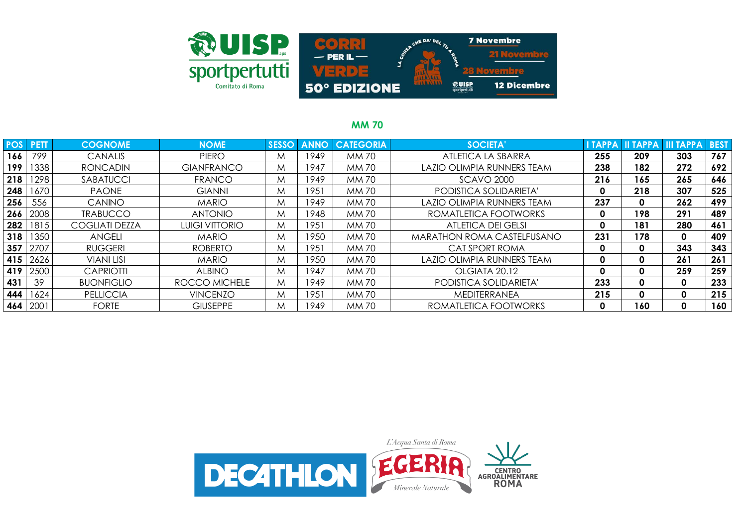## MM 70

| POS | PETT | COGNOME | NOME | SESSO | ANNO | CATEGORIA | SOCIETA' | I TAPPA | II TAPPA | III TAPPA | BEST |
|---|---|---|---|---|---|---|---|---|---|---|---|
| **166** | 799 | CANALIS | PIERO | M | 1949 | MM 70 | ATLETICA LA SBARRA | **255** | **209** | **303** | **767** |
| **199** | 1338 | RONCADIN | GIANFRANCO | M | 1947 | MM 70 | LAZIO OLIMPIA RUNNERS TEAM | **238** | **182** | **272** | **692** |
| **218** | 1298 | SABATUCCI | FRANCO | M | 1949 | MM 70 | SCAVO 2000 | **216** | **165** | **265** | **646** |
| **248** | 1670 | PAONE | GIANNI | M | 1951 | MM 70 | PODISTICA SOLIDARIETA' | **0** | **218** | **307** | **525** |
| **256** | 556 | CANINO | MARIO | M | 1949 | MM 70 | LAZIO OLIMPIA RUNNERS TEAM | **237** | **0** | **262** | **499** |
| **266** | 2008 | TRABUCCO | ANTONIO | M | 1948 | MM 70 | ROMATLETICA FOOTWORKS | **0** | **198** | **291** | **489** |
| **282** | 1815 | COGLIATI DEZZA | LUIGI VITTORIO | M | 1951 | MM 70 | ATLETICA DEI GELSI | **0** | **181** | **280** | **461** |
| **318** | 1350 | ANGELI | MARIO | M | 1950 | MM 70 | MARATHON ROMA CASTELFUSANO | **231** | **178** | **0** | **409** |
| **357** | 2707 | RUGGERI | ROBERTO | M | 1951 | MM 70 | CAT SPORT ROMA | **0** | **0** | **343** | **343** |
| **415** | 2626 | VIANI LISI | MARIO | M | 1950 | MM 70 | LAZIO OLIMPIA RUNNERS TEAM | **0** | **0** | **261** | **261** |
| **419** | 2500 | CAPRIOTTI | ALBINO | M | 1947 | MM 70 | OLGIATA 20.12 | **0** | **0** | **259** | **259** |
| **431** | 39 | BUONFIGLIO | ROCCO MICHELE | M | 1949 | MM 70 | PODISTICA SOLIDARIETA' | **233** | **0** | **0** | **233** |
| **444** | 1624 | PELLICCIA | VINCENZO | M | 1951 | MM 70 | MEDITERRANEA | **215** | **0** | **0** | **215** |
| **464** | 2001 | FORTE | GIUSEPPE | M | 1949 | MM 70 | ROMATLETICA FOOTWORKS | **0** | **160** | **0** | **160** |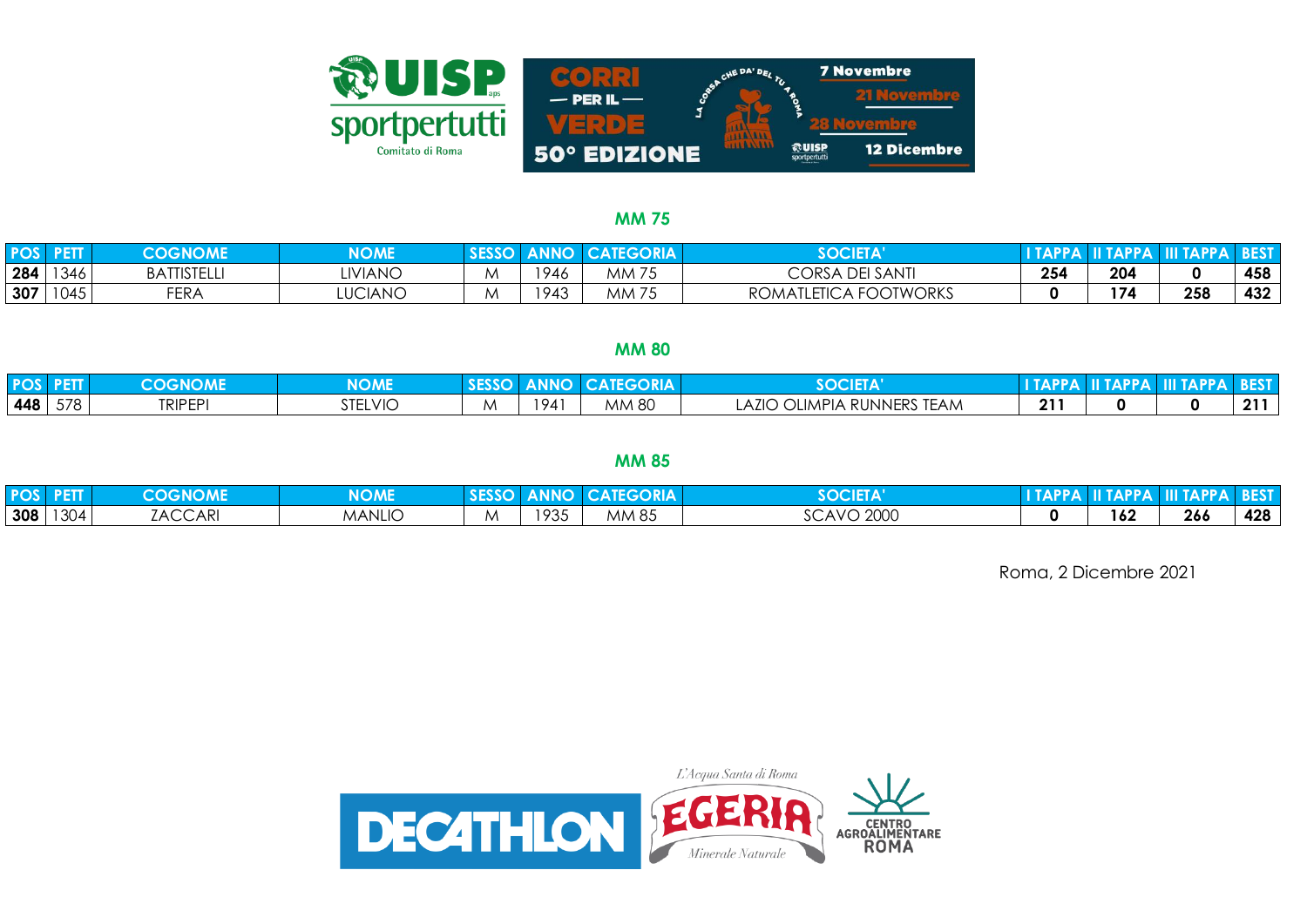## MM 75

| POS | PETT | COGNOME | NOME | SESSO | ANNO | CATEGORIA | SOCIETA' | I TAPPA | II TAPPA | III TAPPA | BEST |
|---|---|---|---|---|---|---|---|---|---|---|---|
| **284** | 1346 | BATTISTELLI | LIVIANO | M | 1946 | MM 75 | CORSA DEI SANTI | **254** | **204** | **0** | **458** |
| **307** | 1045 | FERA | LUCIANO | M | 1943 | MM 75 | ROMATLETICA FOOTWORKS | **0** | **174** | **258** | **432** |

## MM 80

| POS | PETT | COGNOME | NOME | SESSO | ANNO | CATEGORIA | SOCIETA' | I TAPPA | II TAPPA | III TAPPA | BEST |
|---|---|---|---|---|---|---|---|---|---|---|---|
| **448** | 578 | TRIPEPI | STELVIO | M | 1941 | MM 80 | LAZIO OLIMPIA RUNNERS TEAM | **211** | **0** | **0** | **211** |

## MM 85

| POS | PETT | COGNOME | NOME | SESSO | ANNO | CATEGORIA | SOCIETA' | I TAPPA | II TAPPA | III TAPPA | BEST |
|---|---|---|---|---|---|---|---|---|---|---|---|
| **308** | 1304 | ZACCARI | MANLIO | M | 1935 | MM 85 | SCAVO 2000 | **0** | **162** | **266** | **428** |

Roma, 2 Dicembre 2021